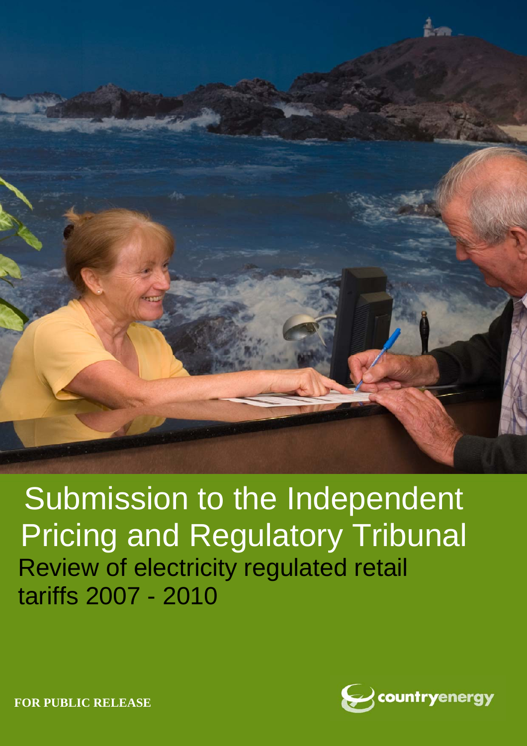# Submission to the Independent Pricing and Regulatory Tribunal

## Review of electricity regulated retail tariffs 2007 - 2010

**FOR PUBLIC RELEASE**

countryenergy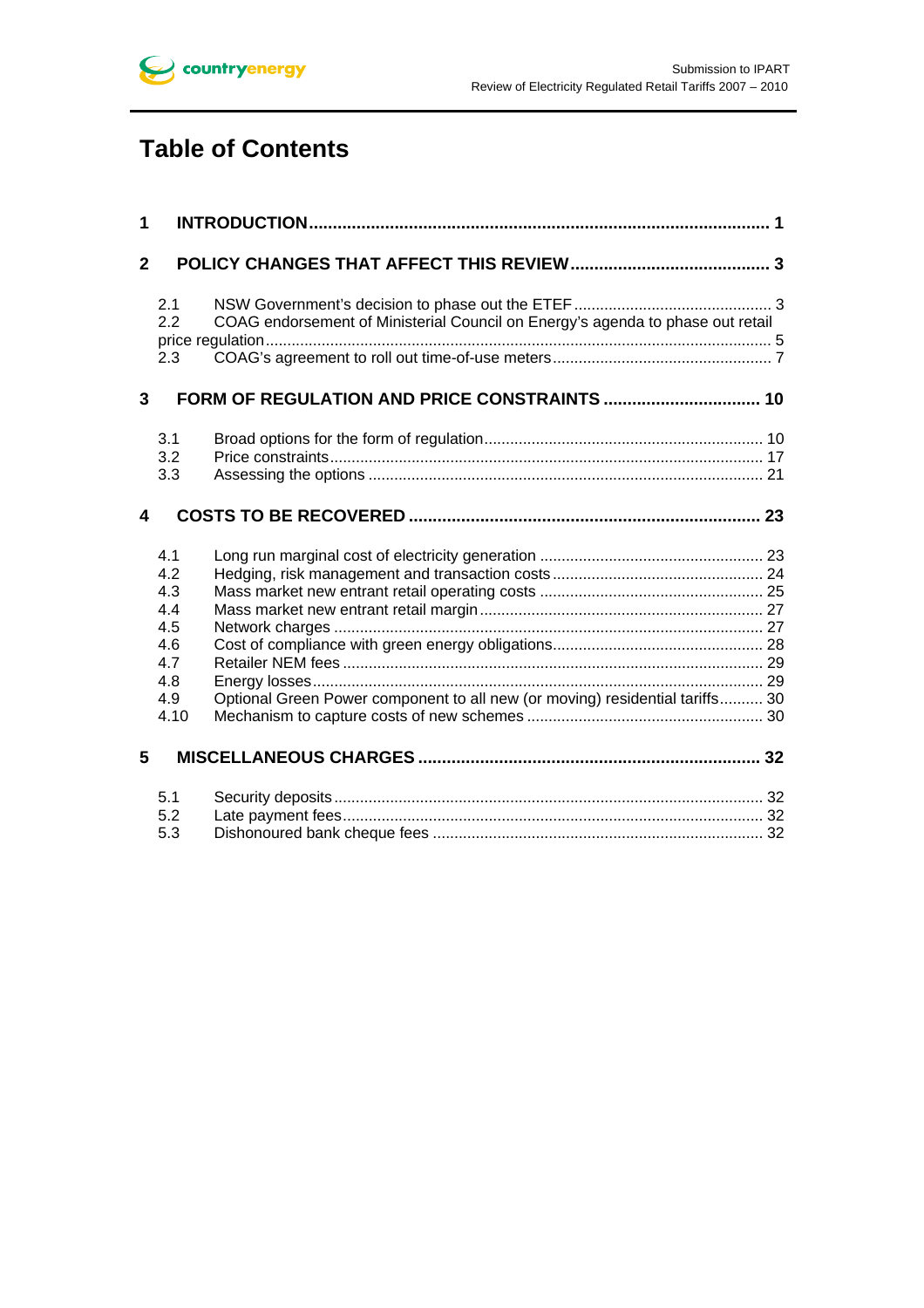# Table of Contents

**1 INTRODUCTION ... 1**

**2 POLICY CHANGES THAT AFFECT THIS REVIEW ... 3**

- 2.1 NSW Government's decision to phase out the ETEF ... 3
- 2.2 COAG endorsement of Ministerial Council on Energy's agenda to phase out retail price regulation ... 5
- 2.3 COAG's agreement to roll out time-of-use meters ... 7

**3 FORM OF REGULATION AND PRICE CONSTRAINTS ... 10**

- 3.1 Broad options for the form of regulation ... 10
- 3.2 Price constraints ... 17
- 3.3 Assessing the options ... 21

**4 COSTS TO BE RECOVERED ... 23**

- 4.1 Long run marginal cost of electricity generation ... 23
- 4.2 Hedging, risk management and transaction costs ... 24
- 4.3 Mass market new entrant retail operating costs ... 25
- 4.4 Mass market new entrant retail margin ... 27
- 4.5 Network charges ... 27
- 4.6 Cost of compliance with green energy obligations ... 28
- 4.7 Retailer NEM fees ... 29
- 4.8 Energy losses ... 29
- 4.9 Optional Green Power component to all new (or moving) residential tariffs ... 30
- 4.10 Mechanism to capture costs of new schemes ... 30

**5 MISCELLANEOUS CHARGES ... 32**

- 5.1 Security deposits ... 32
- 5.2 Late payment fees ... 32
- 5.3 Dishonoured bank cheque fees ... 32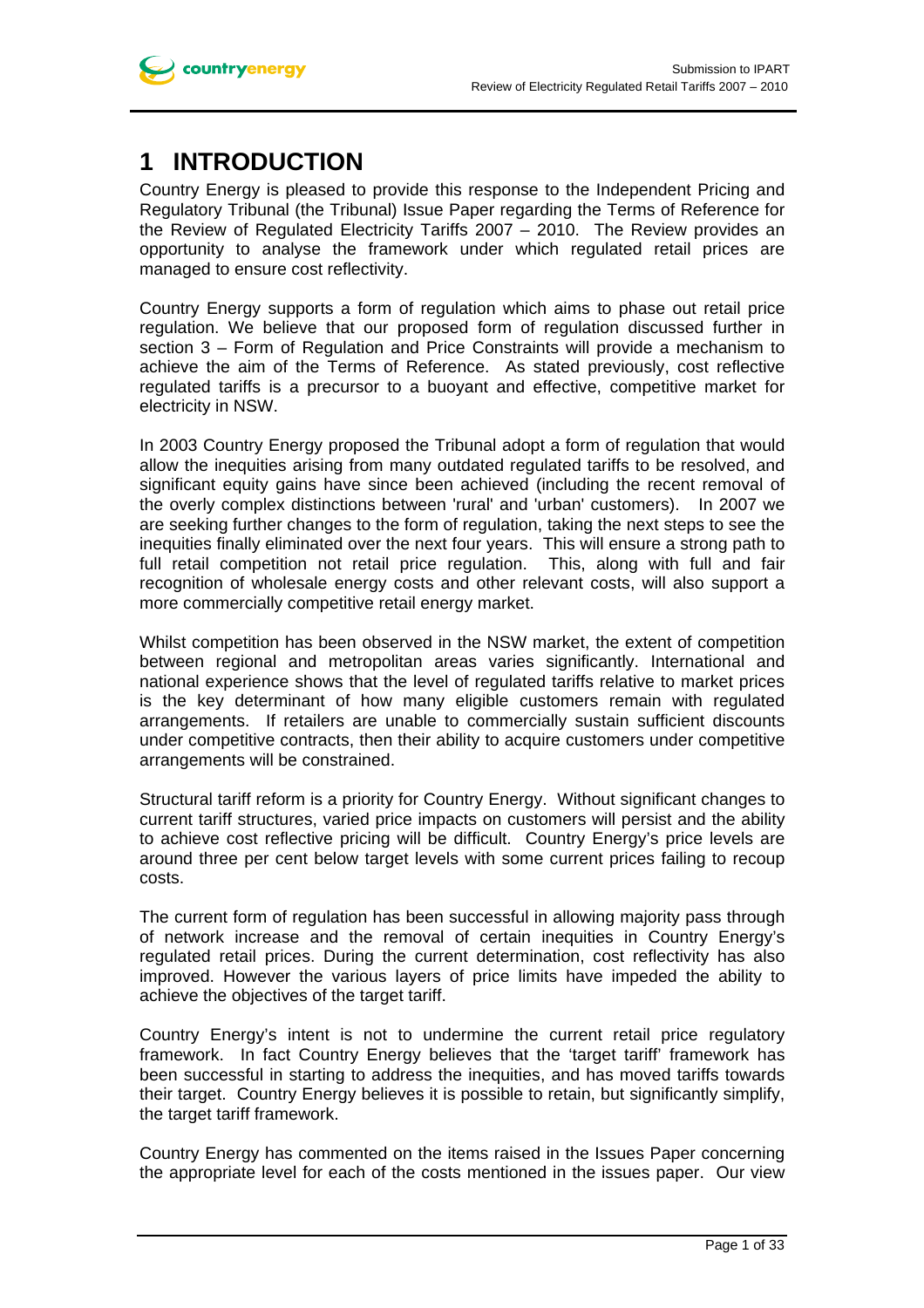# 1 INTRODUCTION

Country Energy is pleased to provide this response to the Independent Pricing and Regulatory Tribunal (the Tribunal) Issue Paper regarding the Terms of Reference for the Review of Regulated Electricity Tariffs 2007 – 2010. The Review provides an opportunity to analyse the framework under which regulated retail prices are managed to ensure cost reflectivity.

Country Energy supports a form of regulation which aims to phase out retail price regulation. We believe that our proposed form of regulation discussed further in section 3 – Form of Regulation and Price Constraints will provide a mechanism to achieve the aim of the Terms of Reference. As stated previously, cost reflective regulated tariffs is a precursor to a buoyant and effective, competitive market for electricity in NSW.

In 2003 Country Energy proposed the Tribunal adopt a form of regulation that would allow the inequities arising from many outdated regulated tariffs to be resolved, and significant equity gains have since been achieved (including the recent removal of the overly complex distinctions between 'rural' and 'urban' customers). In 2007 we are seeking further changes to the form of regulation, taking the next steps to see the inequities finally eliminated over the next four years. This will ensure a strong path to full retail competition not retail price regulation. This, along with full and fair recognition of wholesale energy costs and other relevant costs, will also support a more commercially competitive retail energy market.

Whilst competition has been observed in the NSW market, the extent of competition between regional and metropolitan areas varies significantly. International and national experience shows that the level of regulated tariffs relative to market prices is the key determinant of how many eligible customers remain with regulated arrangements. If retailers are unable to commercially sustain sufficient discounts under competitive contracts, then their ability to acquire customers under competitive arrangements will be constrained.

Structural tariff reform is a priority for Country Energy. Without significant changes to current tariff structures, varied price impacts on customers will persist and the ability to achieve cost reflective pricing will be difficult. Country Energy's price levels are around three per cent below target levels with some current prices failing to recoup costs.

The current form of regulation has been successful in allowing majority pass through of network increase and the removal of certain inequities in Country Energy's regulated retail prices. During the current determination, cost reflectivity has also improved. However the various layers of price limits have impeded the ability to achieve the objectives of the target tariff.

Country Energy's intent is not to undermine the current retail price regulatory framework. In fact Country Energy believes that the 'target tariff' framework has been successful in starting to address the inequities, and has moved tariffs towards their target. Country Energy believes it is possible to retain, but significantly simplify, the target tariff framework.

Country Energy has commented on the items raised in the Issues Paper concerning the appropriate level for each of the costs mentioned in the issues paper. Our view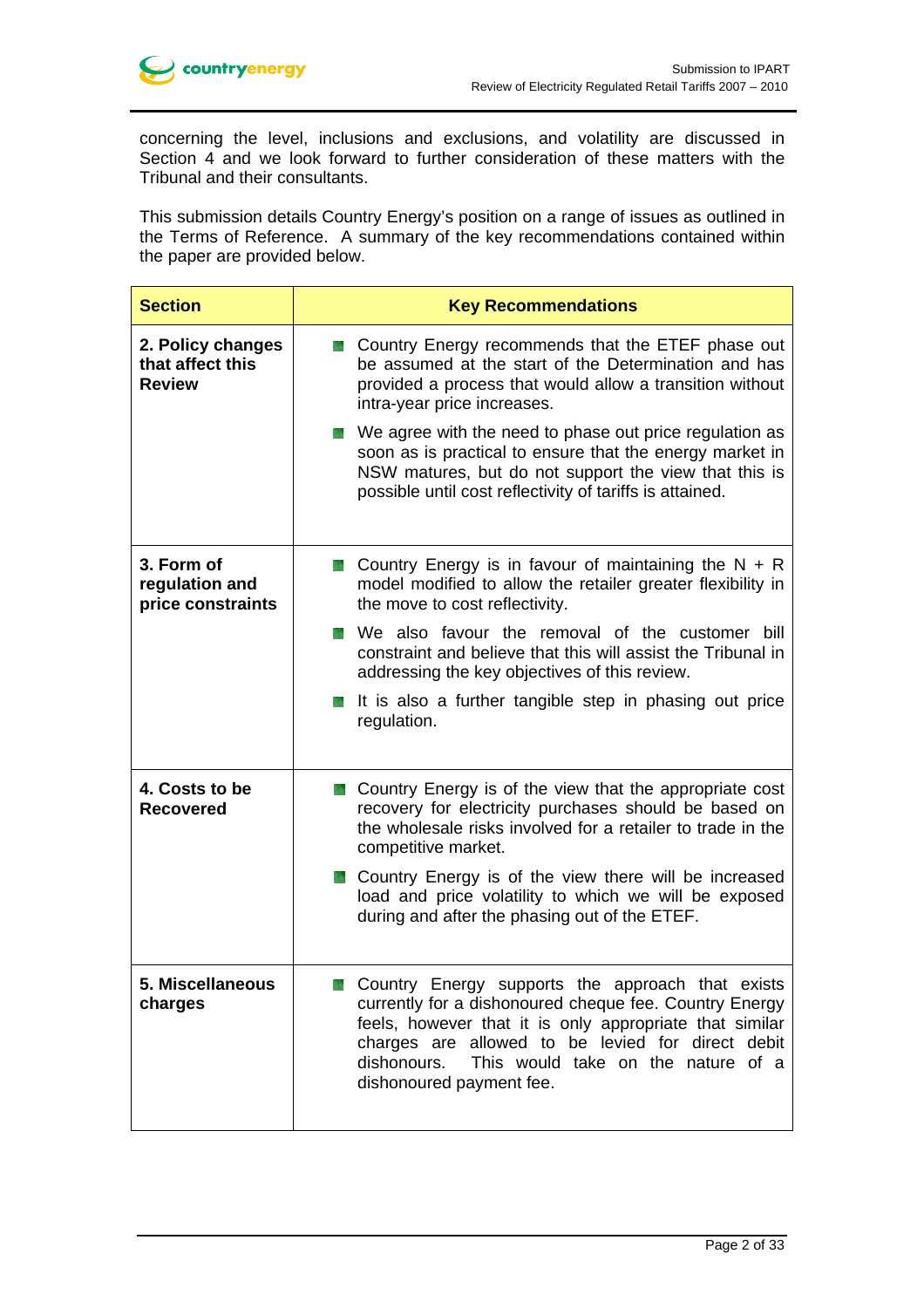concerning the level, inclusions and exclusions, and volatility are discussed in Section 4 and we look forward to further consideration of these matters with the Tribunal and their consultants.

This submission details Country Energy's position on a range of issues as outlined in the Terms of Reference. A summary of the key recommendations contained within the paper are provided below.

| Section | Key Recommendations |
|---|---|
| **2. Policy changes that affect this Review** | • Country Energy recommends that the ETEF phase out be assumed at the start of the Determination and has provided a process that would allow a transition without intra-year price increases.<br>• We agree with the need to phase out price regulation as soon as is practical to ensure that the energy market in NSW matures, but do not support the view that this is possible until cost reflectivity of tariffs is attained. |
| **3. Form of regulation and price constraints** | • Country Energy is in favour of maintaining the N + R model modified to allow the retailer greater flexibility in the move to cost reflectivity.<br>• We also favour the removal of the customer bill constraint and believe that this will assist the Tribunal in addressing the key objectives of this review.<br>• It is also a further tangible step in phasing out price regulation. |
| **4. Costs to be Recovered** | • Country Energy is of the view that the appropriate cost recovery for electricity purchases should be based on the wholesale risks involved for a retailer to trade in the competitive market.<br>• Country Energy is of the view there will be increased load and price volatility to which we will be exposed during and after the phasing out of the ETEF. |
| **5. Miscellaneous charges** | • Country Energy supports the approach that exists currently for a dishonoured cheque fee. Country Energy feels, however that it is only appropriate that similar charges are allowed to be levied for direct debit dishonours. This would take on the nature of a dishonoured payment fee. |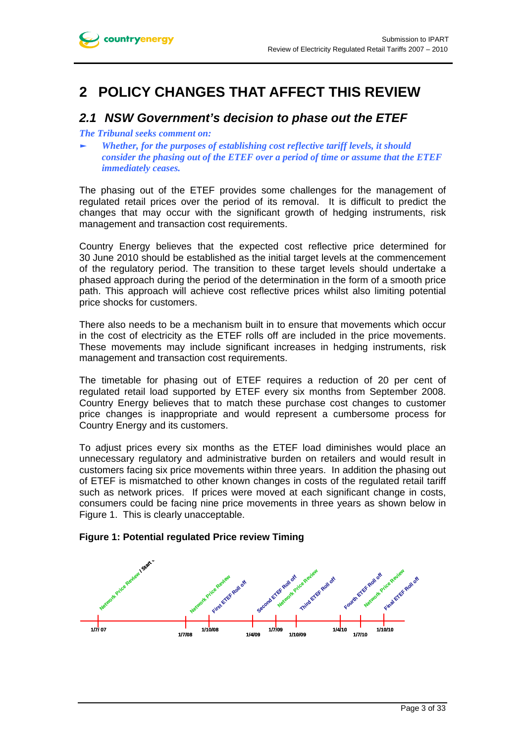# 2 POLICY CHANGES THAT AFFECT THIS REVIEW

## 2.1 NSW Government's decision to phase out the ETEF

***The Tribunal seeks comment on:***

- ***Whether, for the purposes of establishing cost reflective tariff levels, it should consider the phasing out of the ETEF over a period of time or assume that the ETEF immediately ceases.***

The phasing out of the ETEF provides some challenges for the management of regulated retail prices over the period of its removal. It is difficult to predict the changes that may occur with the significant growth of hedging instruments, risk management and transaction cost requirements.

Country Energy believes that the expected cost reflective price determined for 30 June 2010 should be established as the initial target levels at the commencement of the regulatory period. The transition to these target levels should undertake a phased approach during the period of the determination in the form of a smooth price path. This approach will achieve cost reflective prices whilst also limiting potential price shocks for customers.

There also needs to be a mechanism built in to ensure that movements which occur in the cost of electricity as the ETEF rolls off are included in the price movements. These movements may include significant increases in hedging instruments, risk management and transaction cost requirements.

The timetable for phasing out of ETEF requires a reduction of 20 per cent of regulated retail load supported by ETEF every six months from September 2008. Country Energy believes that to match these purchase cost changes to customer price changes is inappropriate and would represent a cumbersome process for Country Energy and its customers.

To adjust prices every six months as the ETEF load diminishes would place an unnecessary regulatory and administrative burden on retailers and would result in customers facing six price movements within three years. In addition the phasing out of ETEF is mismatched to other known changes in costs of the regulated retail tariff such as network prices. If prices were moved at each significant change in costs, consumers could be facing nine price movements in three years as shown below in Figure 1. This is clearly unacceptable.

**Figure 1: Potential regulated Price review Timing**

| Date | Event |
|---|---|
| 1/7/07 | Network Price Review / Start |
| 1/7/08 | Network Price Review |
| 1/10/08 | First ETEF Roll off |
| 1/4/09 | Second ETEF Roll off |
| 1/7/09 | Network Price Review |
| 1/10/09 | Third ETEF Roll off |
| 1/4/10 | Fourth ETEF Roll off |
| 1/7/10 | Network Price Review |
| 1/10/10 | Final ETEF Roll off |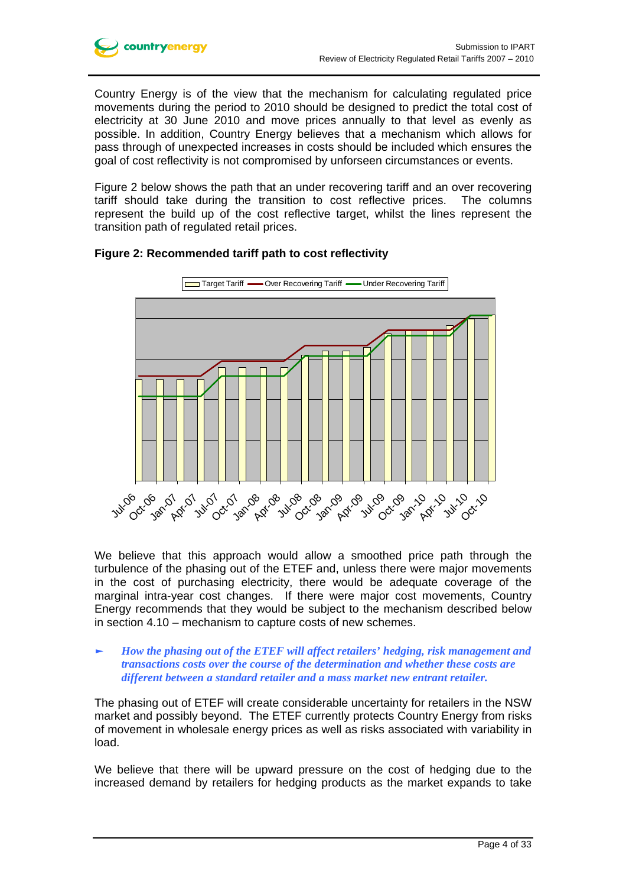Country Energy is of the view that the mechanism for calculating regulated price movements during the period to 2010 should be designed to predict the total cost of electricity at 30 June 2010 and move prices annually to that level as evenly as possible. In addition, Country Energy believes that a mechanism which allows for pass through of unexpected increases in costs should be included which ensures the goal of cost reflectivity is not compromised by unforseen circumstances or events.

Figure 2 below shows the path that an under recovering tariff and an over recovering tariff should take during the transition to cost reflective prices. The columns represent the build up of the cost reflective target, whilst the lines represent the transition path of regulated retail prices.

**Figure 2: Recommended tariff path to cost reflectivity**

Target Tariff — Over Recovering Tariff — Under Recovering Tariff

Jul-06, Oct-06, Jan-07, Apr-07, Jul-07, Oct-07, Jan-08, Apr-08, Jul-08, Oct-08, Jan-09, Apr-09, Jul-09, Oct-09, Jan-10, Apr-10, Jul-10, Oct-10

We believe that this approach would allow a smoothed price path through the turbulence of the phasing out of the ETEF and, unless there were major movements in the cost of purchasing electricity, there would be adequate coverage of the marginal intra-year cost changes. If there were major cost movements, Country Energy recommends that they would be subject to the mechanism described below in section 4.10 – mechanism to capture costs of new schemes.

- ***How the phasing out of the ETEF will affect retailers' hedging, risk management and transactions costs over the course of the determination and whether these costs are different between a standard retailer and a mass market new entrant retailer.***

The phasing out of ETEF will create considerable uncertainty for retailers in the NSW market and possibly beyond. The ETEF currently protects Country Energy from risks of movement in wholesale energy prices as well as risks associated with variability in load.

We believe that there will be upward pressure on the cost of hedging due to the increased demand by retailers for hedging products as the market expands to take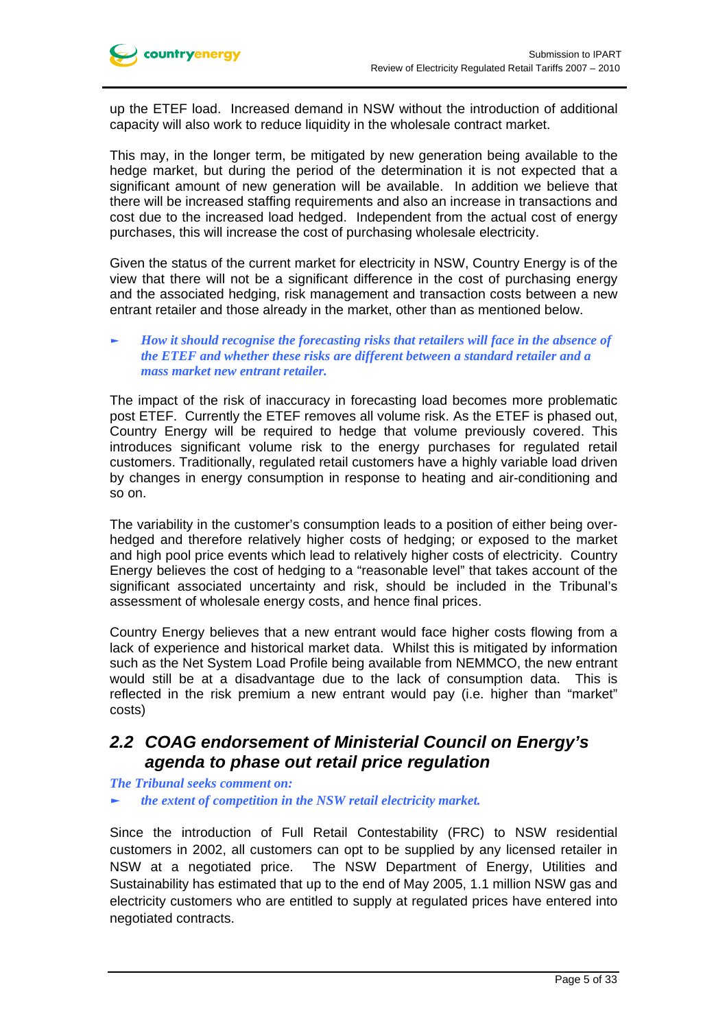up the ETEF load. Increased demand in NSW without the introduction of additional capacity will also work to reduce liquidity in the wholesale contract market.

This may, in the longer term, be mitigated by new generation being available to the hedge market, but during the period of the determination it is not expected that a significant amount of new generation will be available. In addition we believe that there will be increased staffing requirements and also an increase in transactions and cost due to the increased load hedged. Independent from the actual cost of energy purchases, this will increase the cost of purchasing wholesale electricity.

Given the status of the current market for electricity in NSW, Country Energy is of the view that there will not be a significant difference in the cost of purchasing energy and the associated hedging, risk management and transaction costs between a new entrant retailer and those already in the market, other than as mentioned below.

- ***How it should recognise the forecasting risks that retailers will face in the absence of the ETEF and whether these risks are different between a standard retailer and a mass market new entrant retailer.***

The impact of the risk of inaccuracy in forecasting load becomes more problematic post ETEF. Currently the ETEF removes all volume risk. As the ETEF is phased out, Country Energy will be required to hedge that volume previously covered. This introduces significant volume risk to the energy purchases for regulated retail customers. Traditionally, regulated retail customers have a highly variable load driven by changes in energy consumption in response to heating and air-conditioning and so on.

The variability in the customer's consumption leads to a position of either being over-hedged and therefore relatively higher costs of hedging; or exposed to the market and high pool price events which lead to relatively higher costs of electricity. Country Energy believes the cost of hedging to a "reasonable level" that takes account of the significant associated uncertainty and risk, should be included in the Tribunal's assessment of wholesale energy costs, and hence final prices.

Country Energy believes that a new entrant would face higher costs flowing from a lack of experience and historical market data. Whilst this is mitigated by information such as the Net System Load Profile being available from NEMMCO, the new entrant would still be at a disadvantage due to the lack of consumption data. This is reflected in the risk premium a new entrant would pay (i.e. higher than "market" costs)

## 2.2 COAG endorsement of Ministerial Council on Energy's agenda to phase out retail price regulation

***The Tribunal seeks comment on:***

- ***the extent of competition in the NSW retail electricity market.***

Since the introduction of Full Retail Contestability (FRC) to NSW residential customers in 2002, all customers can opt to be supplied by any licensed retailer in NSW at a negotiated price. The NSW Department of Energy, Utilities and Sustainability has estimated that up to the end of May 2005, 1.1 million NSW gas and electricity customers who are entitled to supply at regulated prices have entered into negotiated contracts.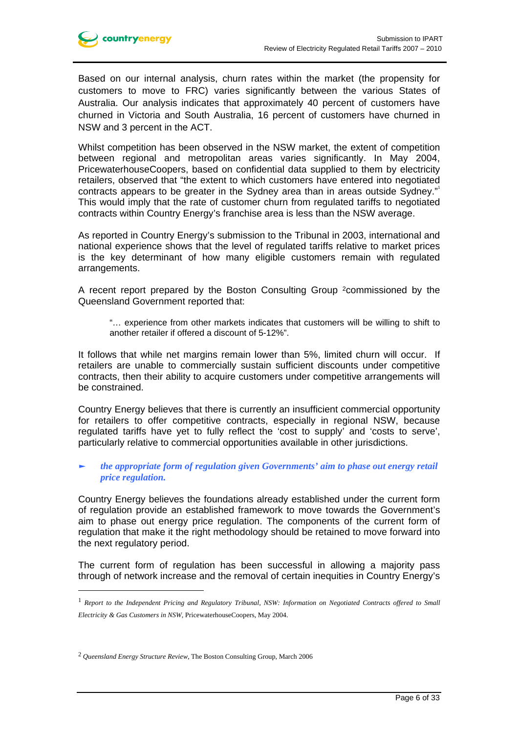Based on our internal analysis, churn rates within the market (the propensity for customers to move to FRC) varies significantly between the various States of Australia. Our analysis indicates that approximately 40 percent of customers have churned in Victoria and South Australia, 16 percent of customers have churned in NSW and 3 percent in the ACT.

Whilst competition has been observed in the NSW market, the extent of competition between regional and metropolitan areas varies significantly. In May 2004, PricewaterhouseCoopers, based on confidential data supplied to them by electricity retailers, observed that "the extent to which customers have entered into negotiated contracts appears to be greater in the Sydney area than in areas outside Sydney."[1] This would imply that the rate of customer churn from regulated tariffs to negotiated contracts within Country Energy's franchise area is less than the NSW average.

As reported in Country Energy's submission to the Tribunal in 2003, international and national experience shows that the level of regulated tariffs relative to market prices is the key determinant of how many eligible customers remain with regulated arrangements.

A recent report prepared by the Boston Consulting Group [2]commissioned by the Queensland Government reported that:

> "… experience from other markets indicates that customers will be willing to shift to another retailer if offered a discount of 5-12%".

It follows that while net margins remain lower than 5%, limited churn will occur. If retailers are unable to commercially sustain sufficient discounts under competitive contracts, then their ability to acquire customers under competitive arrangements will be constrained.

Country Energy believes that there is currently an insufficient commercial opportunity for retailers to offer competitive contracts, especially in regional NSW, because regulated tariffs have yet to fully reflect the 'cost to supply' and 'costs to serve', particularly relative to commercial opportunities available in other jurisdictions.

- ***the appropriate form of regulation given Governments' aim to phase out energy retail price regulation.***

Country Energy believes the foundations already established under the current form of regulation provide an established framework to move towards the Government's aim to phase out energy price regulation. The components of the current form of regulation that make it the right methodology should be retained to move forward into the next regulatory period.

The current form of regulation has been successful in allowing a majority pass through of network increase and the removal of certain inequities in Country Energy's

---

[1] *Report to the Independent Pricing and Regulatory Tribunal, NSW: Information on Negotiated Contracts offered to Small Electricity & Gas Customers in NSW*, PricewaterhouseCoopers, May 2004.

[2] *Queensland Energy Structure Review*, The Boston Consulting Group, March 2006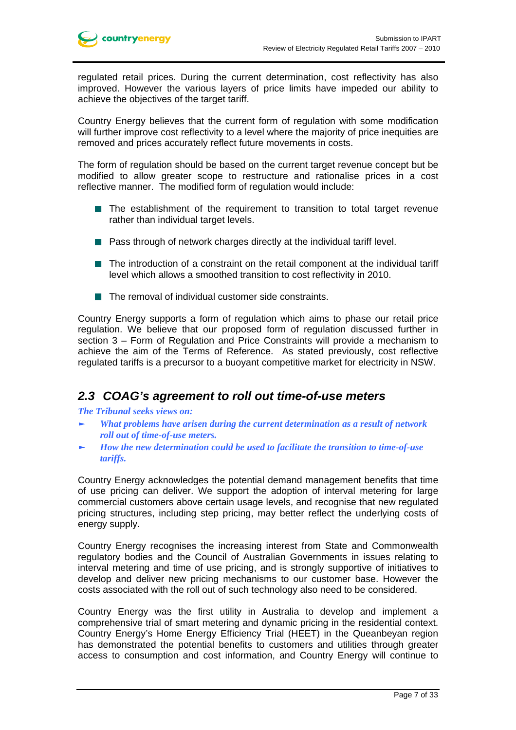regulated retail prices. During the current determination, cost reflectivity has also improved. However the various layers of price limits have impeded our ability to achieve the objectives of the target tariff.

Country Energy believes that the current form of regulation with some modification will further improve cost reflectivity to a level where the majority of price inequities are removed and prices accurately reflect future movements in costs.

The form of regulation should be based on the current target revenue concept but be modified to allow greater scope to restructure and rationalise prices in a cost reflective manner. The modified form of regulation would include:

- The establishment of the requirement to transition to total target revenue rather than individual target levels.
- Pass through of network charges directly at the individual tariff level.
- The introduction of a constraint on the retail component at the individual tariff level which allows a smoothed transition to cost reflectivity in 2010.
- The removal of individual customer side constraints.

Country Energy supports a form of regulation which aims to phase our retail price regulation. We believe that our proposed form of regulation discussed further in section 3 – Form of Regulation and Price Constraints will provide a mechanism to achieve the aim of the Terms of Reference. As stated previously, cost reflective regulated tariffs is a precursor to a buoyant competitive market for electricity in NSW.

## 2.3 COAG's agreement to roll out time-of-use meters

***The Tribunal seeks views on:***

- ***What problems have arisen during the current determination as a result of network roll out of time-of-use meters.***
- ***How the new determination could be used to facilitate the transition to time-of-use tariffs.***

Country Energy acknowledges the potential demand management benefits that time of use pricing can deliver. We support the adoption of interval metering for large commercial customers above certain usage levels, and recognise that new regulated pricing structures, including step pricing, may better reflect the underlying costs of energy supply.

Country Energy recognises the increasing interest from State and Commonwealth regulatory bodies and the Council of Australian Governments in issues relating to interval metering and time of use pricing, and is strongly supportive of initiatives to develop and deliver new pricing mechanisms to our customer base. However the costs associated with the roll out of such technology also need to be considered.

Country Energy was the first utility in Australia to develop and implement a comprehensive trial of smart metering and dynamic pricing in the residential context. Country Energy's Home Energy Efficiency Trial (HEET) in the Queanbeyan region has demonstrated the potential benefits to customers and utilities through greater access to consumption and cost information, and Country Energy will continue to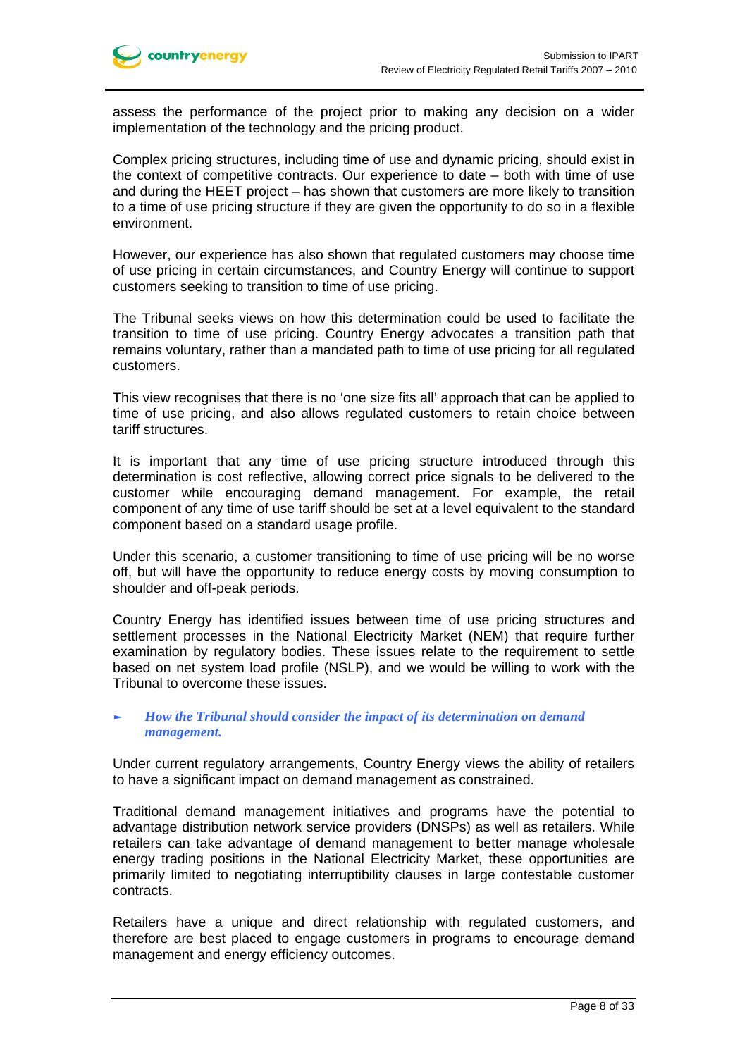assess the performance of the project prior to making any decision on a wider implementation of the technology and the pricing product.

Complex pricing structures, including time of use and dynamic pricing, should exist in the context of competitive contracts. Our experience to date – both with time of use and during the HEET project – has shown that customers are more likely to transition to a time of use pricing structure if they are given the opportunity to do so in a flexible environment.

However, our experience has also shown that regulated customers may choose time of use pricing in certain circumstances, and Country Energy will continue to support customers seeking to transition to time of use pricing.

The Tribunal seeks views on how this determination could be used to facilitate the transition to time of use pricing. Country Energy advocates a transition path that remains voluntary, rather than a mandated path to time of use pricing for all regulated customers.

This view recognises that there is no 'one size fits all' approach that can be applied to time of use pricing, and also allows regulated customers to retain choice between tariff structures.

It is important that any time of use pricing structure introduced through this determination is cost reflective, allowing correct price signals to be delivered to the customer while encouraging demand management. For example, the retail component of any time of use tariff should be set at a level equivalent to the standard component based on a standard usage profile.

Under this scenario, a customer transitioning to time of use pricing will be no worse off, but will have the opportunity to reduce energy costs by moving consumption to shoulder and off-peak periods.

Country Energy has identified issues between time of use pricing structures and settlement processes in the National Electricity Market (NEM) that require further examination by regulatory bodies. These issues relate to the requirement to settle based on net system load profile (NSLP), and we would be willing to work with the Tribunal to overcome these issues.

- ***How the Tribunal should consider the impact of its determination on demand management.***

Under current regulatory arrangements, Country Energy views the ability of retailers to have a significant impact on demand management as constrained.

Traditional demand management initiatives and programs have the potential to advantage distribution network service providers (DNSPs) as well as retailers. While retailers can take advantage of demand management to better manage wholesale energy trading positions in the National Electricity Market, these opportunities are primarily limited to negotiating interruptibility clauses in large contestable customer contracts.

Retailers have a unique and direct relationship with regulated customers, and therefore are best placed to engage customers in programs to encourage demand management and energy efficiency outcomes.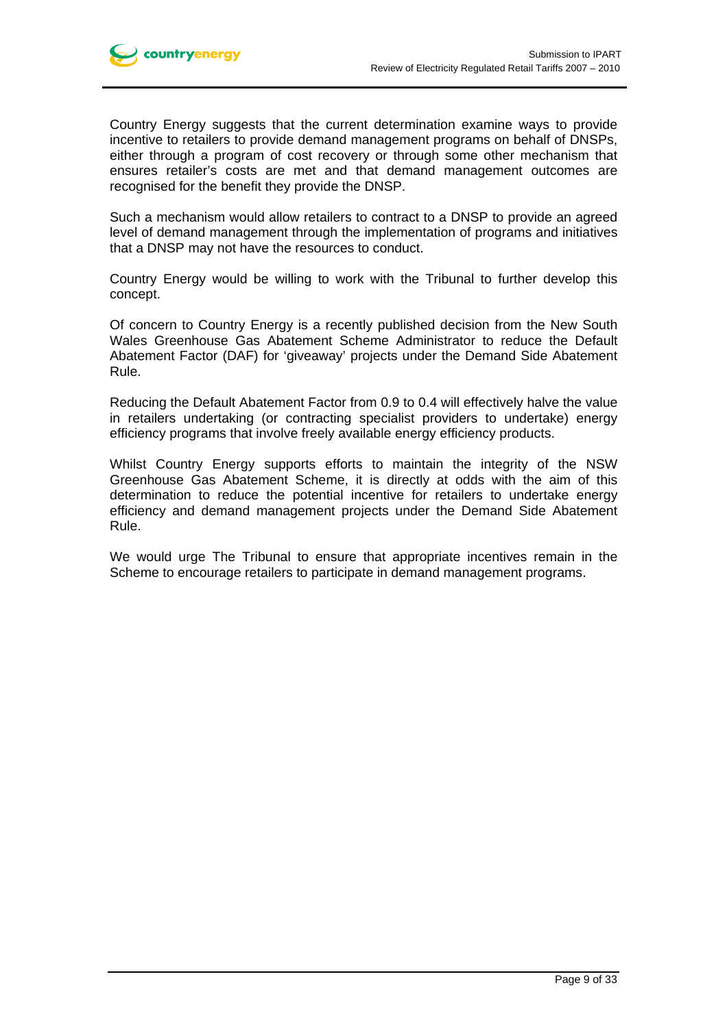Country Energy suggests that the current determination examine ways to provide incentive to retailers to provide demand management programs on behalf of DNSPs, either through a program of cost recovery or through some other mechanism that ensures retailer's costs are met and that demand management outcomes are recognised for the benefit they provide the DNSP.

Such a mechanism would allow retailers to contract to a DNSP to provide an agreed level of demand management through the implementation of programs and initiatives that a DNSP may not have the resources to conduct.

Country Energy would be willing to work with the Tribunal to further develop this concept.

Of concern to Country Energy is a recently published decision from the New South Wales Greenhouse Gas Abatement Scheme Administrator to reduce the Default Abatement Factor (DAF) for 'giveaway' projects under the Demand Side Abatement Rule.

Reducing the Default Abatement Factor from 0.9 to 0.4 will effectively halve the value in retailers undertaking (or contracting specialist providers to undertake) energy efficiency programs that involve freely available energy efficiency products.

Whilst Country Energy supports efforts to maintain the integrity of the NSW Greenhouse Gas Abatement Scheme, it is directly at odds with the aim of this determination to reduce the potential incentive for retailers to undertake energy efficiency and demand management projects under the Demand Side Abatement Rule.

We would urge The Tribunal to ensure that appropriate incentives remain in the Scheme to encourage retailers to participate in demand management programs.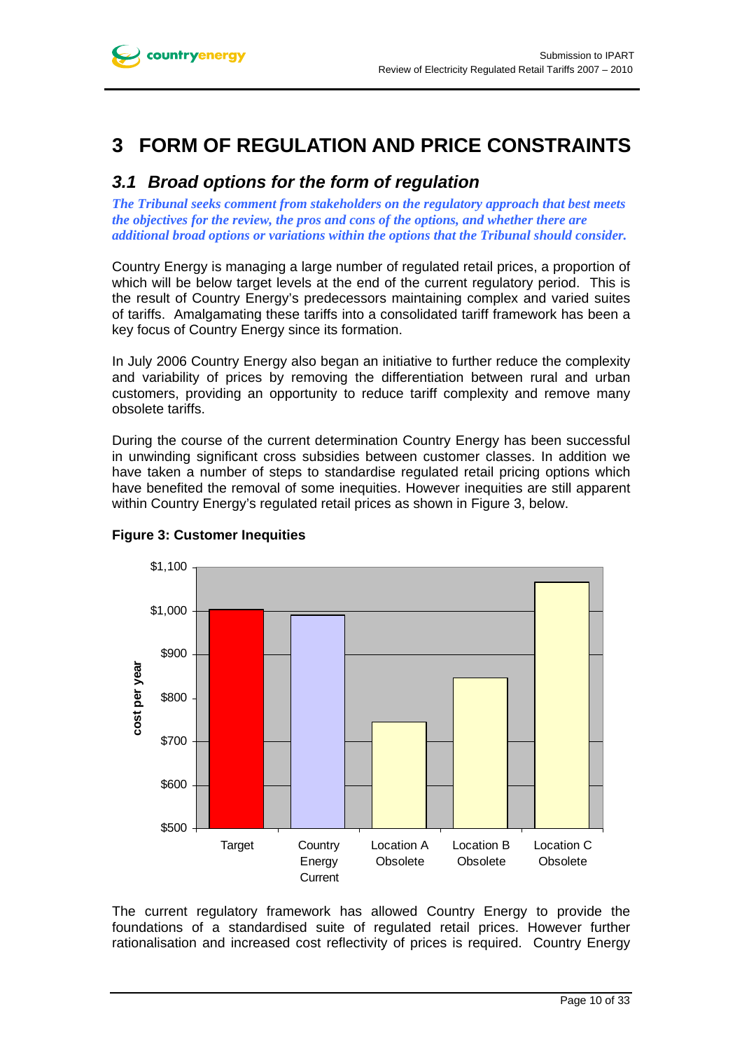# 3 FORM OF REGULATION AND PRICE CONSTRAINTS

## 3.1 Broad options for the form of regulation

***The Tribunal seeks comment from stakeholders on the regulatory approach that best meets the objectives for the review, the pros and cons of the options, and whether there are additional broad options or variations within the options that the Tribunal should consider.***

Country Energy is managing a large number of regulated retail prices, a proportion of which will be below target levels at the end of the current regulatory period. This is the result of Country Energy's predecessors maintaining complex and varied suites of tariffs. Amalgamating these tariffs into a consolidated tariff framework has been a key focus of Country Energy since its formation.

In July 2006 Country Energy also began an initiative to further reduce the complexity and variability of prices by removing the differentiation between rural and urban customers, providing an opportunity to reduce tariff complexity and remove many obsolete tariffs.

During the course of the current determination Country Energy has been successful in unwinding significant cross subsidies between customer classes. In addition we have taken a number of steps to standardise regulated retail pricing options which have benefited the removal of some inequities. However inequities are still apparent within Country Energy's regulated retail prices as shown in Figure 3, below.

**Figure 3: Customer Inequities**

The current regulatory framework has allowed Country Energy to provide the foundations of a standardised suite of regulated retail prices. However further rationalisation and increased cost reflectivity of prices is required. Country Energy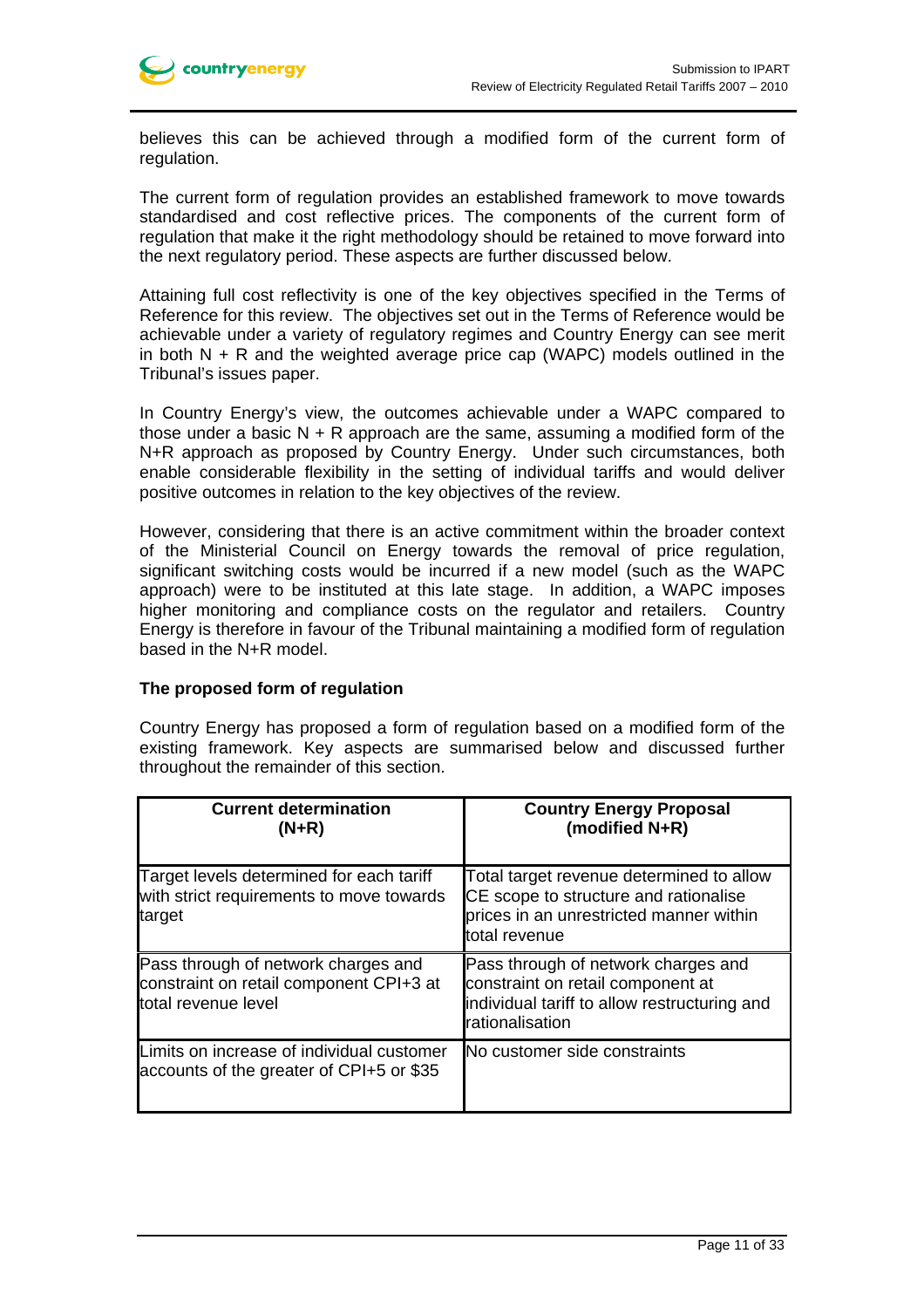believes this can be achieved through a modified form of the current form of regulation.

The current form of regulation provides an established framework to move towards standardised and cost reflective prices. The components of the current form of regulation that make it the right methodology should be retained to move forward into the next regulatory period. These aspects are further discussed below.

Attaining full cost reflectivity is one of the key objectives specified in the Terms of Reference for this review. The objectives set out in the Terms of Reference would be achievable under a variety of regulatory regimes and Country Energy can see merit in both N + R and the weighted average price cap (WAPC) models outlined in the Tribunal's issues paper.

In Country Energy's view, the outcomes achievable under a WAPC compared to those under a basic N + R approach are the same, assuming a modified form of the N+R approach as proposed by Country Energy. Under such circumstances, both enable considerable flexibility in the setting of individual tariffs and would deliver positive outcomes in relation to the key objectives of the review.

However, considering that there is an active commitment within the broader context of the Ministerial Council on Energy towards the removal of price regulation, significant switching costs would be incurred if a new model (such as the WAPC approach) were to be instituted at this late stage. In addition, a WAPC imposes higher monitoring and compliance costs on the regulator and retailers. Country Energy is therefore in favour of the Tribunal maintaining a modified form of regulation based in the N+R model.

**The proposed form of regulation**

Country Energy has proposed a form of regulation based on a modified form of the existing framework. Key aspects are summarised below and discussed further throughout the remainder of this section.

| Current determination (N+R) | Country Energy Proposal (modified N+R) |
|---|---|
| Target levels determined for each tariff with strict requirements to move towards target | Total target revenue determined to allow CE scope to structure and rationalise prices in an unrestricted manner within total revenue |
| Pass through of network charges and constraint on retail component CPI+3 at total revenue level | Pass through of network charges and constraint on retail component at individual tariff to allow restructuring and rationalisation |
| Limits on increase of individual customer accounts of the greater of CPI+5 or $35 | No customer side constraints |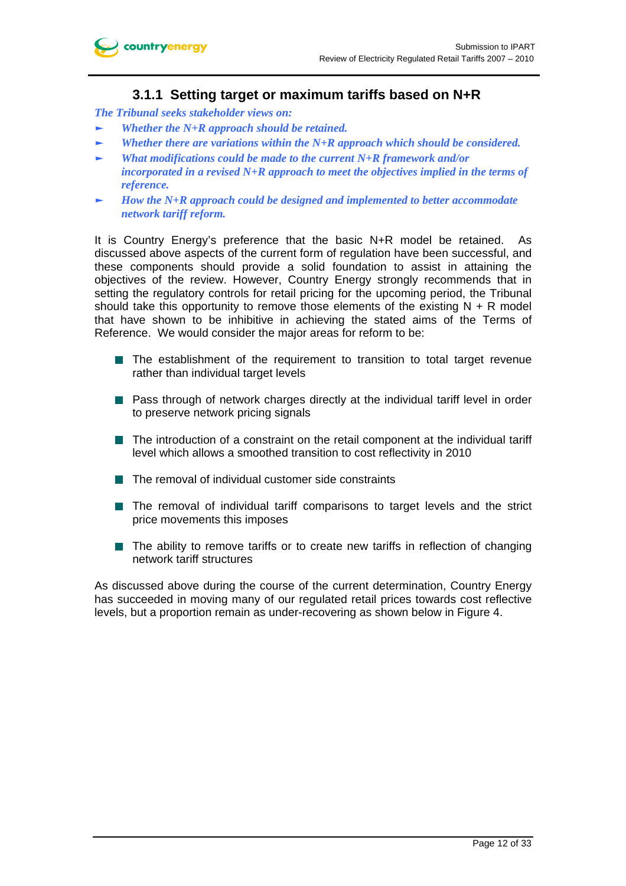### 3.1.1 Setting target or maximum tariffs based on N+R

*The Tribunal seeks stakeholder views on:*

- *Whether the N+R approach should be retained.*
- *Whether there are variations within the N+R approach which should be considered.*
- *What modifications could be made to the current N+R framework and/or incorporated in a revised N+R approach to meet the objectives implied in the terms of reference.*
- *How the N+R approach could be designed and implemented to better accommodate network tariff reform.*

It is Country Energy's preference that the basic N+R model be retained. As discussed above aspects of the current form of regulation have been successful, and these components should provide a solid foundation to assist in attaining the objectives of the review. However, Country Energy strongly recommends that in setting the regulatory controls for retail pricing for the upcoming period, the Tribunal should take this opportunity to remove those elements of the existing N + R model that have shown to be inhibitive in achieving the stated aims of the Terms of Reference. We would consider the major areas for reform to be:

- The establishment of the requirement to transition to total target revenue rather than individual target levels
- Pass through of network charges directly at the individual tariff level in order to preserve network pricing signals
- The introduction of a constraint on the retail component at the individual tariff level which allows a smoothed transition to cost reflectivity in 2010
- The removal of individual customer side constraints
- The removal of individual tariff comparisons to target levels and the strict price movements this imposes
- The ability to remove tariffs or to create new tariffs in reflection of changing network tariff structures

As discussed above during the course of the current determination, Country Energy has succeeded in moving many of our regulated retail prices towards cost reflective levels, but a proportion remain as under-recovering as shown below in Figure 4.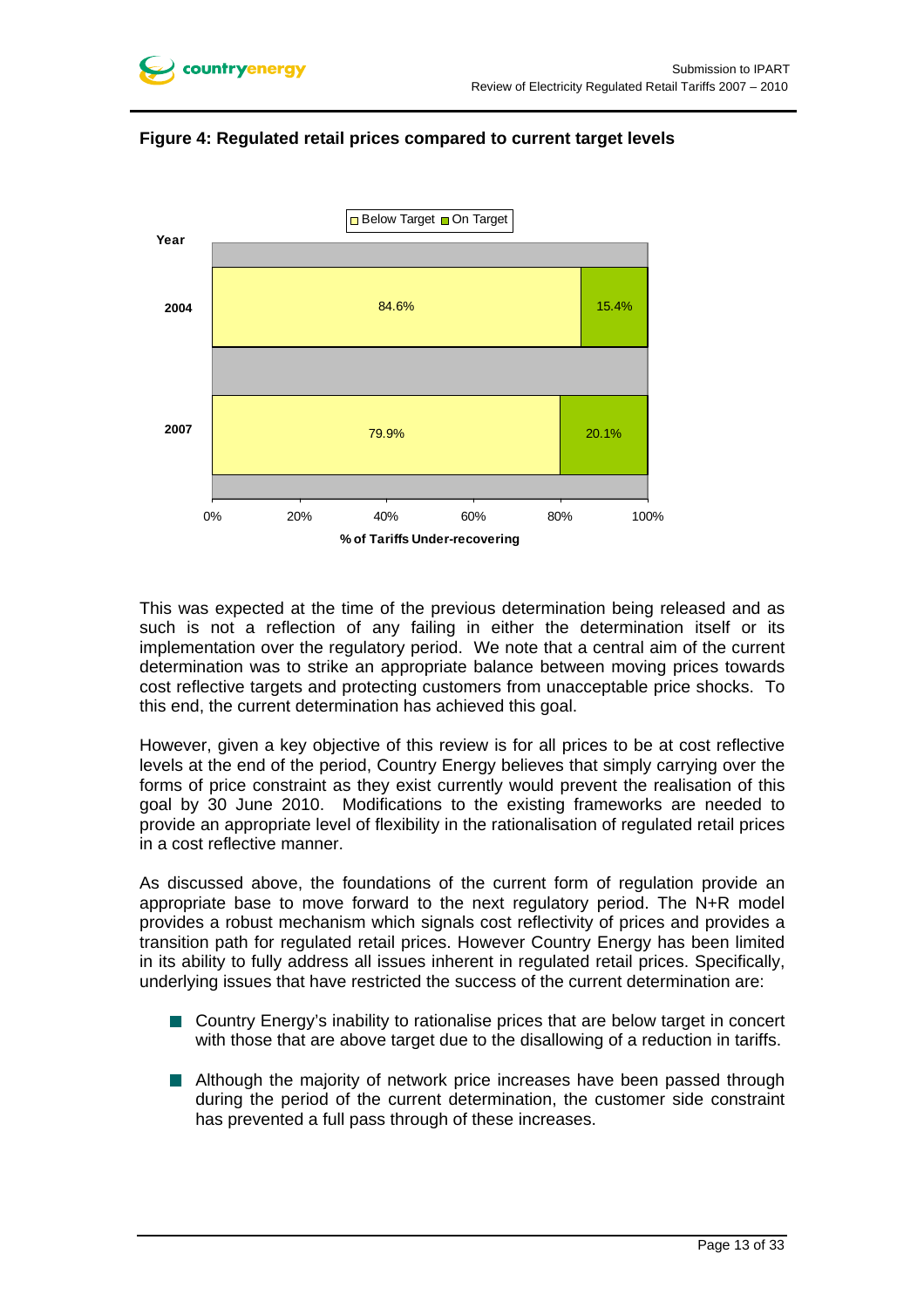**Figure 4: Regulated retail prices compared to current target levels**

| Year | Below Target | On Target |
|---|---|---|
| 2004 | 84.6% | 15.4% |
| 2007 | 79.9% | 20.1% |

% of Tariffs Under-recovering

This was expected at the time of the previous determination being released and as such is not a reflection of any failing in either the determination itself or its implementation over the regulatory period. We note that a central aim of the current determination was to strike an appropriate balance between moving prices towards cost reflective targets and protecting customers from unacceptable price shocks. To this end, the current determination has achieved this goal.

However, given a key objective of this review is for all prices to be at cost reflective levels at the end of the period, Country Energy believes that simply carrying over the forms of price constraint as they exist currently would prevent the realisation of this goal by 30 June 2010. Modifications to the existing frameworks are needed to provide an appropriate level of flexibility in the rationalisation of regulated retail prices in a cost reflective manner.

As discussed above, the foundations of the current form of regulation provide an appropriate base to move forward to the next regulatory period. The N+R model provides a robust mechanism which signals cost reflectivity of prices and provides a transition path for regulated retail prices. However Country Energy has been limited in its ability to fully address all issues inherent in regulated retail prices. Specifically, underlying issues that have restricted the success of the current determination are:

- Country Energy's inability to rationalise prices that are below target in concert with those that are above target due to the disallowing of a reduction in tariffs.
- Although the majority of network price increases have been passed through during the period of the current determination, the customer side constraint has prevented a full pass through of these increases.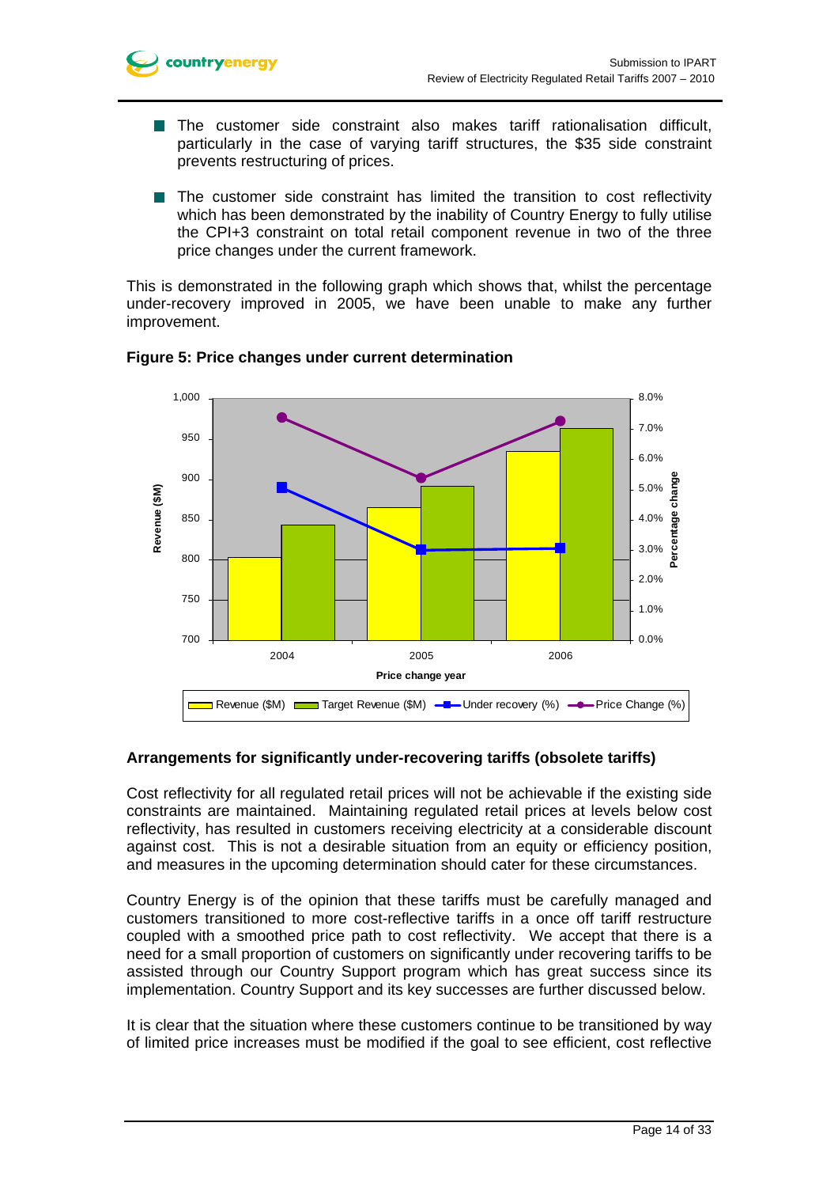- The customer side constraint also makes tariff rationalisation difficult, particularly in the case of varying tariff structures, the $35 side constraint prevents restructuring of prices.

- The customer side constraint has limited the transition to cost reflectivity which has been demonstrated by the inability of Country Energy to fully utilise the CPI+3 constraint on total retail component revenue in two of the three price changes under the current framework.

This is demonstrated in the following graph which shows that, whilst the percentage under-recovery improved in 2005, we have been unable to make any further improvement.

**Figure 5: Price changes under current determination**

### Arrangements for significantly under-recovering tariffs (obsolete tariffs)

Cost reflectivity for all regulated retail prices will not be achievable if the existing side constraints are maintained. Maintaining regulated retail prices at levels below cost reflectivity, has resulted in customers receiving electricity at a considerable discount against cost. This is not a desirable situation from an equity or efficiency position, and measures in the upcoming determination should cater for these circumstances.

Country Energy is of the opinion that these tariffs must be carefully managed and customers transitioned to more cost-reflective tariffs in a once off tariff restructure coupled with a smoothed price path to cost reflectivity. We accept that there is a need for a small proportion of customers on significantly under recovering tariffs to be assisted through our Country Support program which has great success since its implementation. Country Support and its key successes are further discussed below.

It is clear that the situation where these customers continue to be transitioned by way of limited price increases must be modified if the goal to see efficient, cost reflective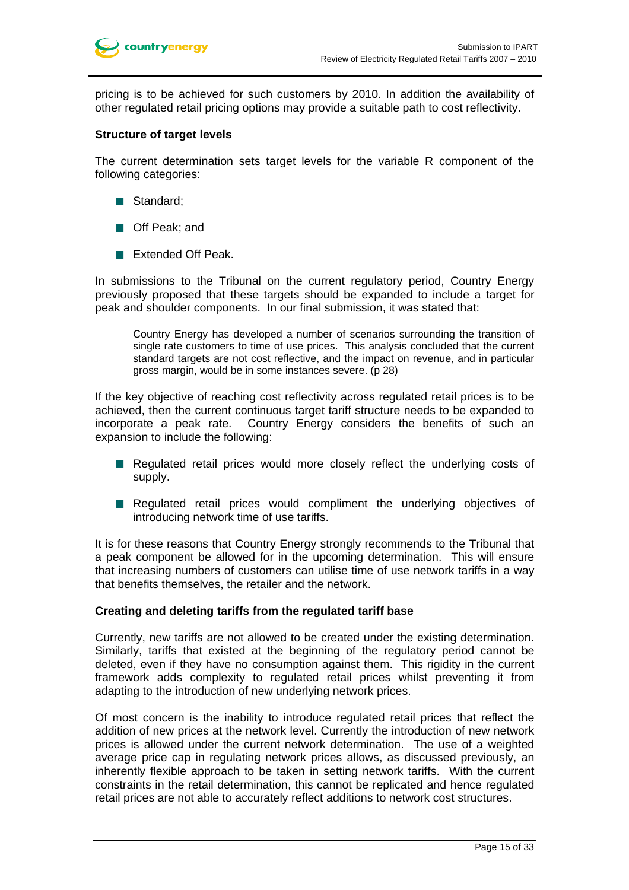pricing is to be achieved for such customers by 2010. In addition the availability of other regulated retail pricing options may provide a suitable path to cost reflectivity.

**Structure of target levels**

The current determination sets target levels for the variable R component of the following categories:

- Standard;
- Off Peak; and
- Extended Off Peak.

In submissions to the Tribunal on the current regulatory period, Country Energy previously proposed that these targets should be expanded to include a target for peak and shoulder components. In our final submission, it was stated that:

> Country Energy has developed a number of scenarios surrounding the transition of single rate customers to time of use prices. This analysis concluded that the current standard targets are not cost reflective, and the impact on revenue, and in particular gross margin, would be in some instances severe. (p 28)

If the key objective of reaching cost reflectivity across regulated retail prices is to be achieved, then the current continuous target tariff structure needs to be expanded to incorporate a peak rate. Country Energy considers the benefits of such an expansion to include the following:

- Regulated retail prices would more closely reflect the underlying costs of supply.
- Regulated retail prices would compliment the underlying objectives of introducing network time of use tariffs.

It is for these reasons that Country Energy strongly recommends to the Tribunal that a peak component be allowed for in the upcoming determination. This will ensure that increasing numbers of customers can utilise time of use network tariffs in a way that benefits themselves, the retailer and the network.

**Creating and deleting tariffs from the regulated tariff base**

Currently, new tariffs are not allowed to be created under the existing determination. Similarly, tariffs that existed at the beginning of the regulatory period cannot be deleted, even if they have no consumption against them. This rigidity in the current framework adds complexity to regulated retail prices whilst preventing it from adapting to the introduction of new underlying network prices.

Of most concern is the inability to introduce regulated retail prices that reflect the addition of new prices at the network level. Currently the introduction of new network prices is allowed under the current network determination. The use of a weighted average price cap in regulating network prices allows, as discussed previously, an inherently flexible approach to be taken in setting network tariffs. With the current constraints in the retail determination, this cannot be replicated and hence regulated retail prices are not able to accurately reflect additions to network cost structures.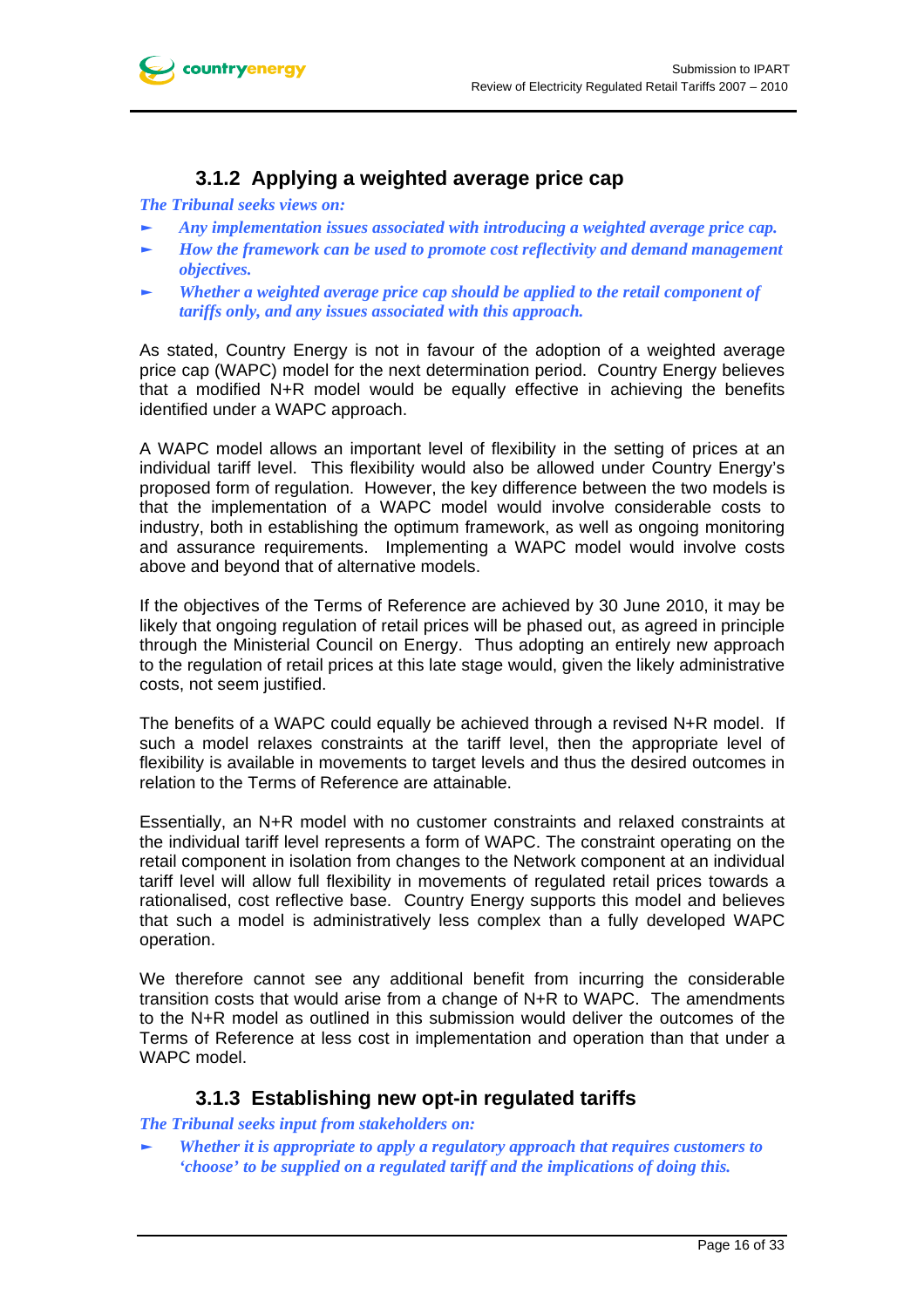### 3.1.2 Applying a weighted average price cap

*The Tribunal seeks views on:*

- *Any implementation issues associated with introducing a weighted average price cap.*
- *How the framework can be used to promote cost reflectivity and demand management objectives.*
- *Whether a weighted average price cap should be applied to the retail component of tariffs only, and any issues associated with this approach.*

As stated, Country Energy is not in favour of the adoption of a weighted average price cap (WAPC) model for the next determination period. Country Energy believes that a modified N+R model would be equally effective in achieving the benefits identified under a WAPC approach.

A WAPC model allows an important level of flexibility in the setting of prices at an individual tariff level. This flexibility would also be allowed under Country Energy's proposed form of regulation. However, the key difference between the two models is that the implementation of a WAPC model would involve considerable costs to industry, both in establishing the optimum framework, as well as ongoing monitoring and assurance requirements. Implementing a WAPC model would involve costs above and beyond that of alternative models.

If the objectives of the Terms of Reference are achieved by 30 June 2010, it may be likely that ongoing regulation of retail prices will be phased out, as agreed in principle through the Ministerial Council on Energy. Thus adopting an entirely new approach to the regulation of retail prices at this late stage would, given the likely administrative costs, not seem justified.

The benefits of a WAPC could equally be achieved through a revised N+R model. If such a model relaxes constraints at the tariff level, then the appropriate level of flexibility is available in movements to target levels and thus the desired outcomes in relation to the Terms of Reference are attainable.

Essentially, an N+R model with no customer constraints and relaxed constraints at the individual tariff level represents a form of WAPC. The constraint operating on the retail component in isolation from changes to the Network component at an individual tariff level will allow full flexibility in movements of regulated retail prices towards a rationalised, cost reflective base. Country Energy supports this model and believes that such a model is administratively less complex than a fully developed WAPC operation.

We therefore cannot see any additional benefit from incurring the considerable transition costs that would arise from a change of N+R to WAPC. The amendments to the N+R model as outlined in this submission would deliver the outcomes of the Terms of Reference at less cost in implementation and operation than that under a WAPC model.

### 3.1.3 Establishing new opt-in regulated tariffs

*The Tribunal seeks input from stakeholders on:*

- *Whether it is appropriate to apply a regulatory approach that requires customers to 'choose' to be supplied on a regulated tariff and the implications of doing this.*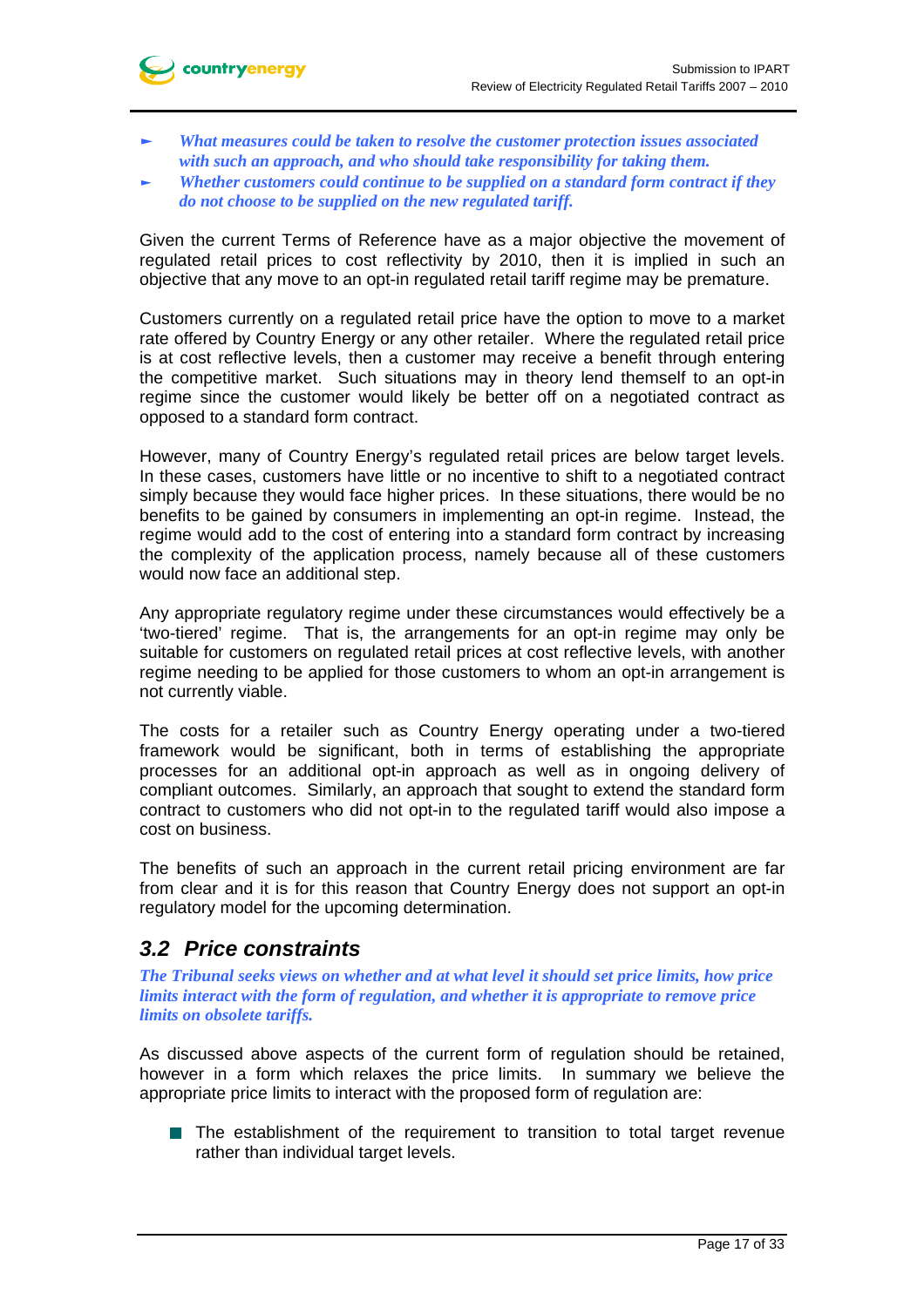- *What measures could be taken to resolve the customer protection issues associated with such an approach, and who should take responsibility for taking them.*
- *Whether customers could continue to be supplied on a standard form contract if they do not choose to be supplied on the new regulated tariff.*

Given the current Terms of Reference have as a major objective the movement of regulated retail prices to cost reflectivity by 2010, then it is implied in such an objective that any move to an opt-in regulated retail tariff regime may be premature.

Customers currently on a regulated retail price have the option to move to a market rate offered by Country Energy or any other retailer. Where the regulated retail price is at cost reflective levels, then a customer may receive a benefit through entering the competitive market. Such situations may in theory lend themself to an opt-in regime since the customer would likely be better off on a negotiated contract as opposed to a standard form contract.

However, many of Country Energy's regulated retail prices are below target levels. In these cases, customers have little or no incentive to shift to a negotiated contract simply because they would face higher prices. In these situations, there would be no benefits to be gained by consumers in implementing an opt-in regime. Instead, the regime would add to the cost of entering into a standard form contract by increasing the complexity of the application process, namely because all of these customers would now face an additional step.

Any appropriate regulatory regime under these circumstances would effectively be a 'two-tiered' regime. That is, the arrangements for an opt-in regime may only be suitable for customers on regulated retail prices at cost reflective levels, with another regime needing to be applied for those customers to whom an opt-in arrangement is not currently viable.

The costs for a retailer such as Country Energy operating under a two-tiered framework would be significant, both in terms of establishing the appropriate processes for an additional opt-in approach as well as in ongoing delivery of compliant outcomes. Similarly, an approach that sought to extend the standard form contract to customers who did not opt-in to the regulated tariff would also impose a cost on business.

The benefits of such an approach in the current retail pricing environment are far from clear and it is for this reason that Country Energy does not support an opt-in regulatory model for the upcoming determination.

## 3.2 Price constraints

***The Tribunal seeks views on whether and at what level it should set price limits, how price limits interact with the form of regulation, and whether it is appropriate to remove price limits on obsolete tariffs.***

As discussed above aspects of the current form of regulation should be retained, however in a form which relaxes the price limits. In summary we believe the appropriate price limits to interact with the proposed form of regulation are:

- The establishment of the requirement to transition to total target revenue rather than individual target levels.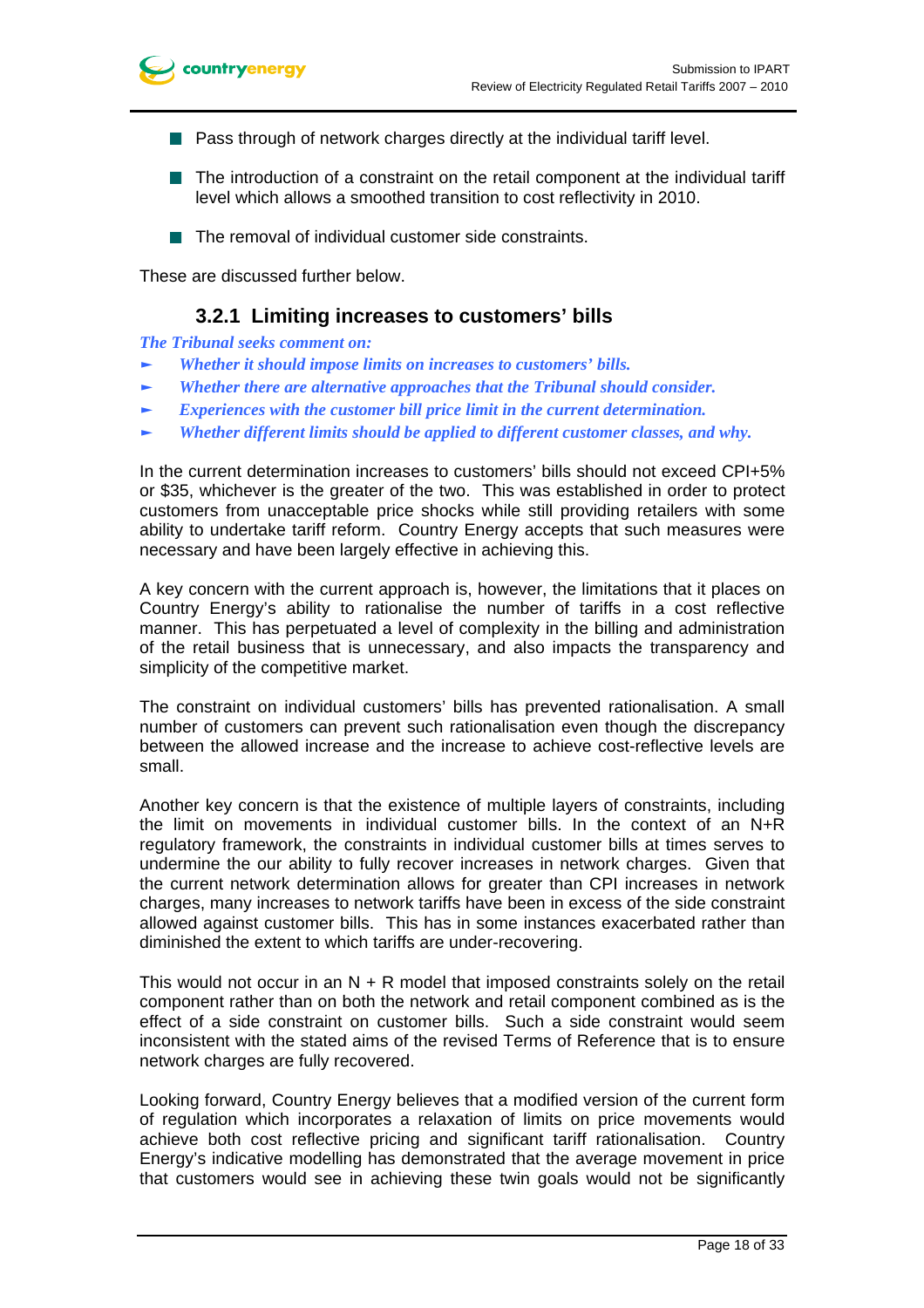- Pass through of network charges directly at the individual tariff level.
- The introduction of a constraint on the retail component at the individual tariff level which allows a smoothed transition to cost reflectivity in 2010.
- The removal of individual customer side constraints.

These are discussed further below.

### 3.2.1 Limiting increases to customers' bills

***The Tribunal seeks comment on:***

- ***Whether it should impose limits on increases to customers' bills.***
- ***Whether there are alternative approaches that the Tribunal should consider.***
- ***Experiences with the customer bill price limit in the current determination.***
- ***Whether different limits should be applied to different customer classes, and why.***

In the current determination increases to customers' bills should not exceed CPI+5% or $35, whichever is the greater of the two. This was established in order to protect customers from unacceptable price shocks while still providing retailers with some ability to undertake tariff reform. Country Energy accepts that such measures were necessary and have been largely effective in achieving this.

A key concern with the current approach is, however, the limitations that it places on Country Energy's ability to rationalise the number of tariffs in a cost reflective manner. This has perpetuated a level of complexity in the billing and administration of the retail business that is unnecessary, and also impacts the transparency and simplicity of the competitive market.

The constraint on individual customers' bills has prevented rationalisation. A small number of customers can prevent such rationalisation even though the discrepancy between the allowed increase and the increase to achieve cost-reflective levels are small.

Another key concern is that the existence of multiple layers of constraints, including the limit on movements in individual customer bills. In the context of an N+R regulatory framework, the constraints in individual customer bills at times serves to undermine the our ability to fully recover increases in network charges. Given that the current network determination allows for greater than CPI increases in network charges, many increases to network tariffs have been in excess of the side constraint allowed against customer bills. This has in some instances exacerbated rather than diminished the extent to which tariffs are under-recovering.

This would not occur in an N + R model that imposed constraints solely on the retail component rather than on both the network and retail component combined as is the effect of a side constraint on customer bills. Such a side constraint would seem inconsistent with the stated aims of the revised Terms of Reference that is to ensure network charges are fully recovered.

Looking forward, Country Energy believes that a modified version of the current form of regulation which incorporates a relaxation of limits on price movements would achieve both cost reflective pricing and significant tariff rationalisation. Country Energy's indicative modelling has demonstrated that the average movement in price that customers would see in achieving these twin goals would not be significantly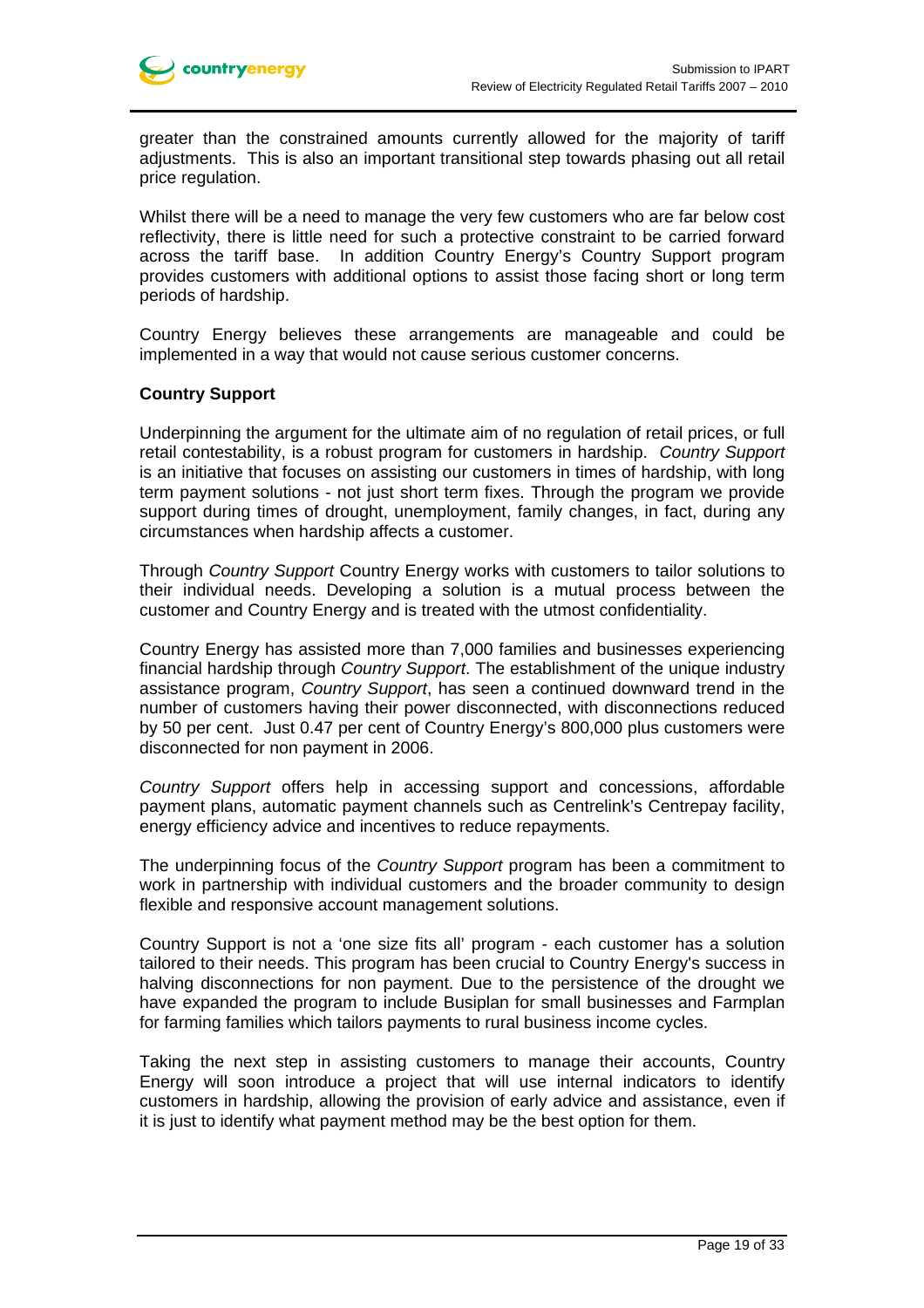greater than the constrained amounts currently allowed for the majority of tariff adjustments. This is also an important transitional step towards phasing out all retail price regulation.

Whilst there will be a need to manage the very few customers who are far below cost reflectivity, there is little need for such a protective constraint to be carried forward across the tariff base. In addition Country Energy's Country Support program provides customers with additional options to assist those facing short or long term periods of hardship.

Country Energy believes these arrangements are manageable and could be implemented in a way that would not cause serious customer concerns.

**Country Support**

Underpinning the argument for the ultimate aim of no regulation of retail prices, or full retail contestability, is a robust program for customers in hardship. *Country Support* is an initiative that focuses on assisting our customers in times of hardship, with long term payment solutions - not just short term fixes. Through the program we provide support during times of drought, unemployment, family changes, in fact, during any circumstances when hardship affects a customer.

Through *Country Support* Country Energy works with customers to tailor solutions to their individual needs. Developing a solution is a mutual process between the customer and Country Energy and is treated with the utmost confidentiality.

Country Energy has assisted more than 7,000 families and businesses experiencing financial hardship through *Country Support*. The establishment of the unique industry assistance program, *Country Support*, has seen a continued downward trend in the number of customers having their power disconnected, with disconnections reduced by 50 per cent. Just 0.47 per cent of Country Energy's 800,000 plus customers were disconnected for non payment in 2006.

*Country Support* offers help in accessing support and concessions, affordable payment plans, automatic payment channels such as Centrelink's Centrepay facility, energy efficiency advice and incentives to reduce repayments.

The underpinning focus of the *Country Support* program has been a commitment to work in partnership with individual customers and the broader community to design flexible and responsive account management solutions.

Country Support is not a 'one size fits all' program - each customer has a solution tailored to their needs. This program has been crucial to Country Energy's success in halving disconnections for non payment. Due to the persistence of the drought we have expanded the program to include Busiplan for small businesses and Farmplan for farming families which tailors payments to rural business income cycles.

Taking the next step in assisting customers to manage their accounts, Country Energy will soon introduce a project that will use internal indicators to identify customers in hardship, allowing the provision of early advice and assistance, even if it is just to identify what payment method may be the best option for them.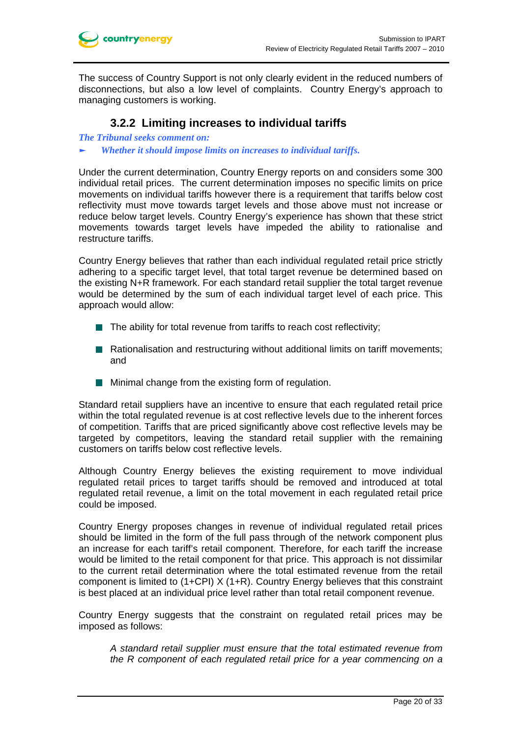The success of Country Support is not only clearly evident in the reduced numbers of disconnections, but also a low level of complaints. Country Energy's approach to managing customers is working.

### 3.2.2 Limiting increases to individual tariffs

***The Tribunal seeks comment on:***

- ***Whether it should impose limits on increases to individual tariffs.***

Under the current determination, Country Energy reports on and considers some 300 individual retail prices. The current determination imposes no specific limits on price movements on individual tariffs however there is a requirement that tariffs below cost reflectivity must move towards target levels and those above must not increase or reduce below target levels. Country Energy's experience has shown that these strict movements towards target levels have impeded the ability to rationalise and restructure tariffs.

Country Energy believes that rather than each individual regulated retail price strictly adhering to a specific target level, that total target revenue be determined based on the existing N+R framework. For each standard retail supplier the total target revenue would be determined by the sum of each individual target level of each price. This approach would allow:

- The ability for total revenue from tariffs to reach cost reflectivity;
- Rationalisation and restructuring without additional limits on tariff movements; and
- Minimal change from the existing form of regulation.

Standard retail suppliers have an incentive to ensure that each regulated retail price within the total regulated revenue is at cost reflective levels due to the inherent forces of competition. Tariffs that are priced significantly above cost reflective levels may be targeted by competitors, leaving the standard retail supplier with the remaining customers on tariffs below cost reflective levels.

Although Country Energy believes the existing requirement to move individual regulated retail prices to target tariffs should be removed and introduced at total regulated retail revenue, a limit on the total movement in each regulated retail price could be imposed.

Country Energy proposes changes in revenue of individual regulated retail prices should be limited in the form of the full pass through of the network component plus an increase for each tariff's retail component. Therefore, for each tariff the increase would be limited to the retail component for that price. This approach is not dissimilar to the current retail determination where the total estimated revenue from the retail component is limited to (1+CPI) X (1+R). Country Energy believes that this constraint is best placed at an individual price level rather than total retail component revenue.

Country Energy suggests that the constraint on regulated retail prices may be imposed as follows:

> *A standard retail supplier must ensure that the total estimated revenue from the R component of each regulated retail price for a year commencing on a*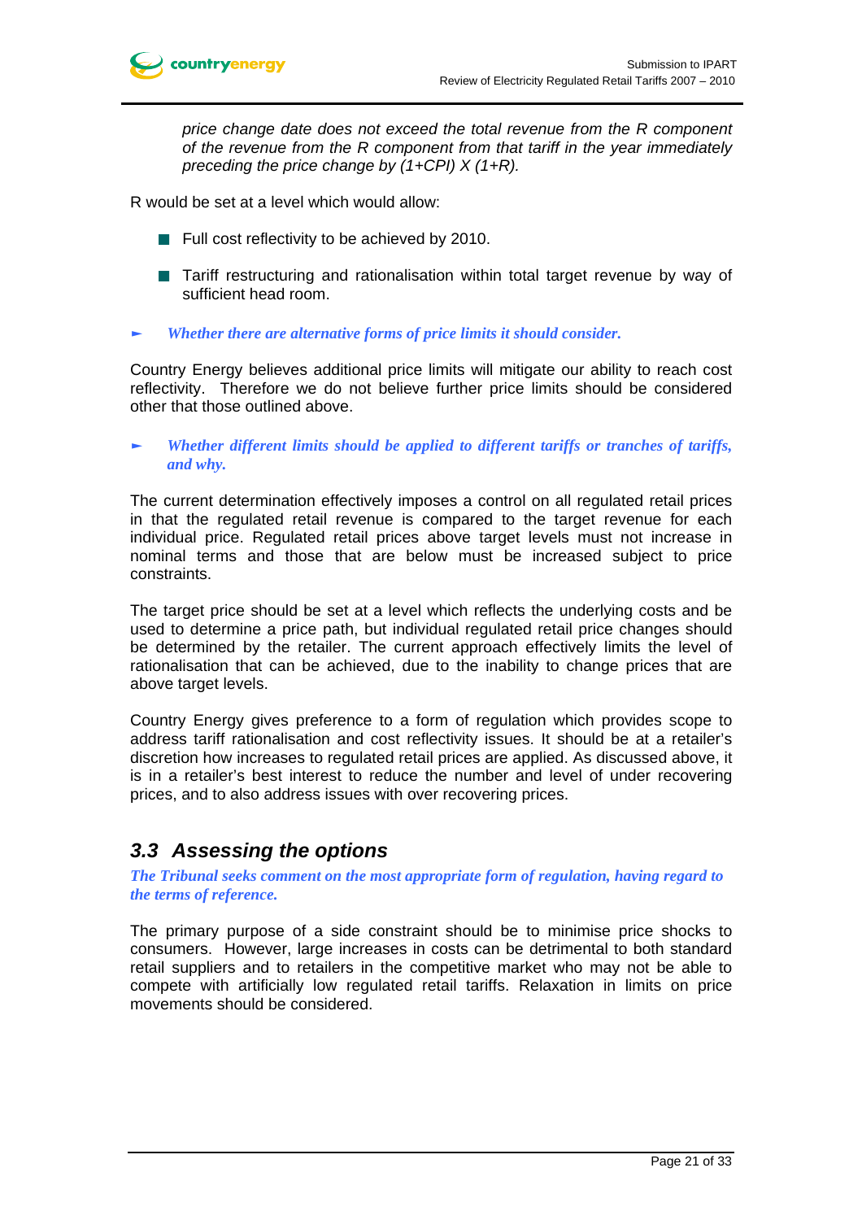*price change date does not exceed the total revenue from the R component of the revenue from the R component from that tariff in the year immediately preceding the price change by (1+CPI) X (1+R).*

R would be set at a level which would allow:

- Full cost reflectivity to be achieved by 2010.
- Tariff restructuring and rationalisation within total target revenue by way of sufficient head room.

► ***Whether there are alternative forms of price limits it should consider.***

Country Energy believes additional price limits will mitigate our ability to reach cost reflectivity. Therefore we do not believe further price limits should be considered other that those outlined above.

► ***Whether different limits should be applied to different tariffs or tranches of tariffs, and why.***

The current determination effectively imposes a control on all regulated retail prices in that the regulated retail revenue is compared to the target revenue for each individual price. Regulated retail prices above target levels must not increase in nominal terms and those that are below must be increased subject to price constraints.

The target price should be set at a level which reflects the underlying costs and be used to determine a price path, but individual regulated retail price changes should be determined by the retailer. The current approach effectively limits the level of rationalisation that can be achieved, due to the inability to change prices that are above target levels.

Country Energy gives preference to a form of regulation which provides scope to address tariff rationalisation and cost reflectivity issues. It should be at a retailer's discretion how increases to regulated retail prices are applied. As discussed above, it is in a retailer's best interest to reduce the number and level of under recovering prices, and to also address issues with over recovering prices.

## *3.3 Assessing the options*

***The Tribunal seeks comment on the most appropriate form of regulation, having regard to the terms of reference.***

The primary purpose of a side constraint should be to minimise price shocks to consumers. However, large increases in costs can be detrimental to both standard retail suppliers and to retailers in the competitive market who may not be able to compete with artificially low regulated retail tariffs. Relaxation in limits on price movements should be considered.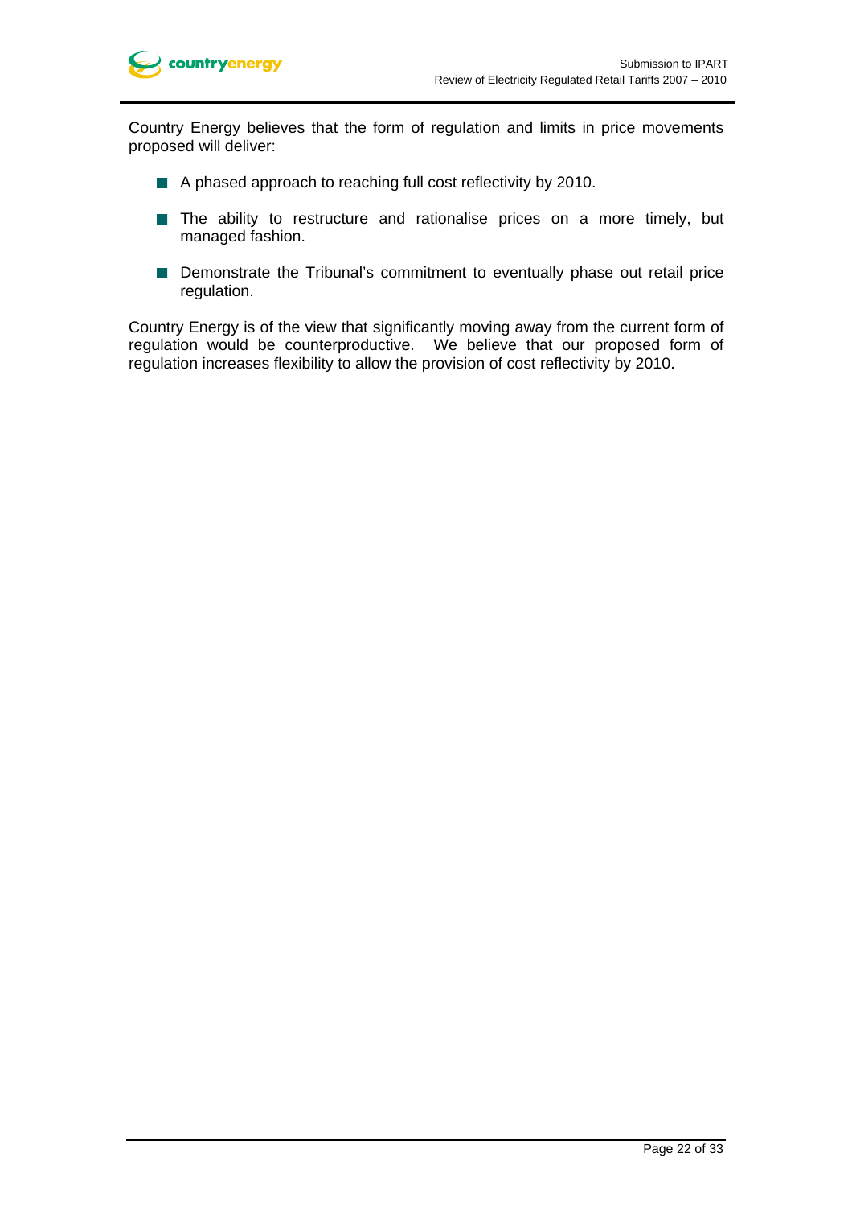Country Energy believes that the form of regulation and limits in price movements proposed will deliver:

- A phased approach to reaching full cost reflectivity by 2010.
- The ability to restructure and rationalise prices on a more timely, but managed fashion.
- Demonstrate the Tribunal's commitment to eventually phase out retail price regulation.

Country Energy is of the view that significantly moving away from the current form of regulation would be counterproductive. We believe that our proposed form of regulation increases flexibility to allow the provision of cost reflectivity by 2010.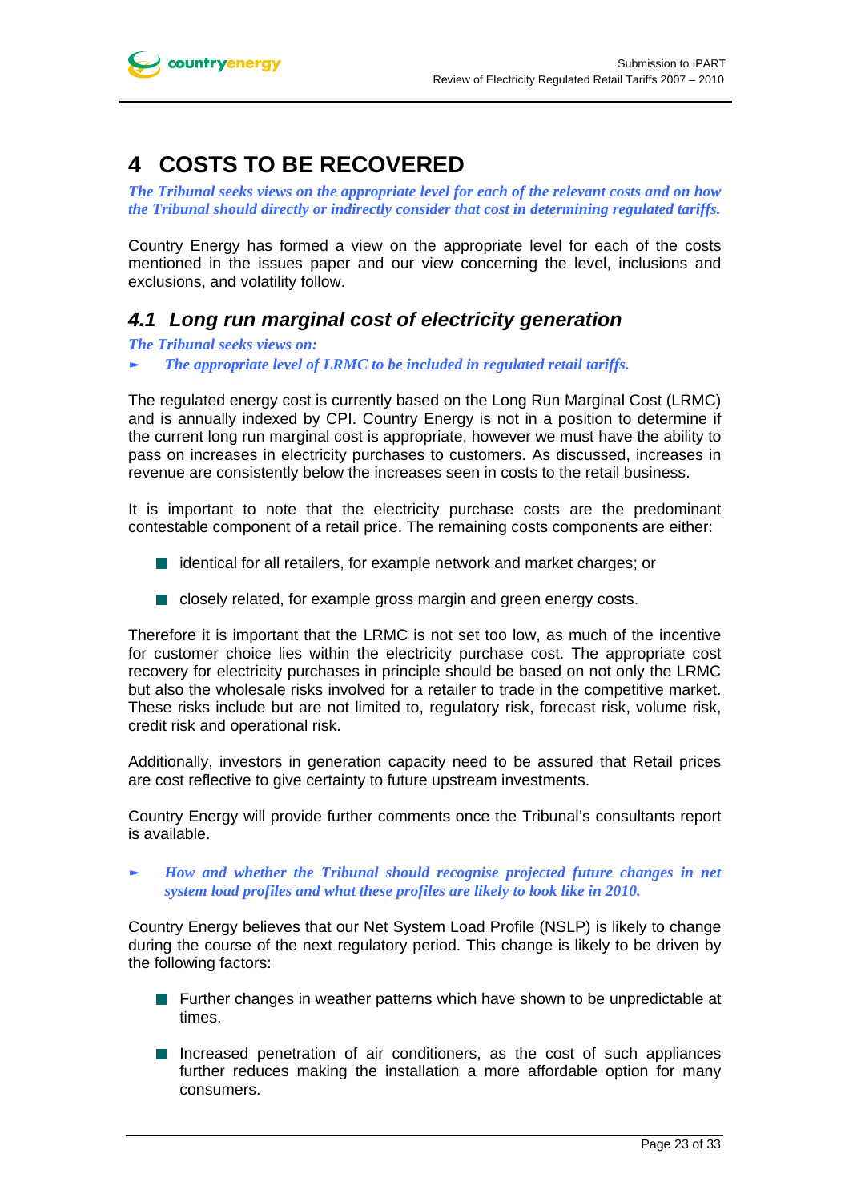# 4 COSTS TO BE RECOVERED

*The Tribunal seeks views on the appropriate level for each of the relevant costs and on how the Tribunal should directly or indirectly consider that cost in determining regulated tariffs.*

Country Energy has formed a view on the appropriate level for each of the costs mentioned in the issues paper and our view concerning the level, inclusions and exclusions, and volatility follow.

## *4.1 Long run marginal cost of electricity generation*

*The Tribunal seeks views on:*

- *The appropriate level of LRMC to be included in regulated retail tariffs.*

The regulated energy cost is currently based on the Long Run Marginal Cost (LRMC) and is annually indexed by CPI. Country Energy is not in a position to determine if the current long run marginal cost is appropriate, however we must have the ability to pass on increases in electricity purchases to customers. As discussed, increases in revenue are consistently below the increases seen in costs to the retail business.

It is important to note that the electricity purchase costs are the predominant contestable component of a retail price. The remaining costs components are either:

- identical for all retailers, for example network and market charges; or
- closely related, for example gross margin and green energy costs.

Therefore it is important that the LRMC is not set too low, as much of the incentive for customer choice lies within the electricity purchase cost. The appropriate cost recovery for electricity purchases in principle should be based on not only the LRMC but also the wholesale risks involved for a retailer to trade in the competitive market. These risks include but are not limited to, regulatory risk, forecast risk, volume risk, credit risk and operational risk.

Additionally, investors in generation capacity need to be assured that Retail prices are cost reflective to give certainty to future upstream investments.

Country Energy will provide further comments once the Tribunal's consultants report is available.

- *How and whether the Tribunal should recognise projected future changes in net system load profiles and what these profiles are likely to look like in 2010.*

Country Energy believes that our Net System Load Profile (NSLP) is likely to change during the course of the next regulatory period. This change is likely to be driven by the following factors:

- Further changes in weather patterns which have shown to be unpredictable at times.
- Increased penetration of air conditioners, as the cost of such appliances further reduces making the installation a more affordable option for many consumers.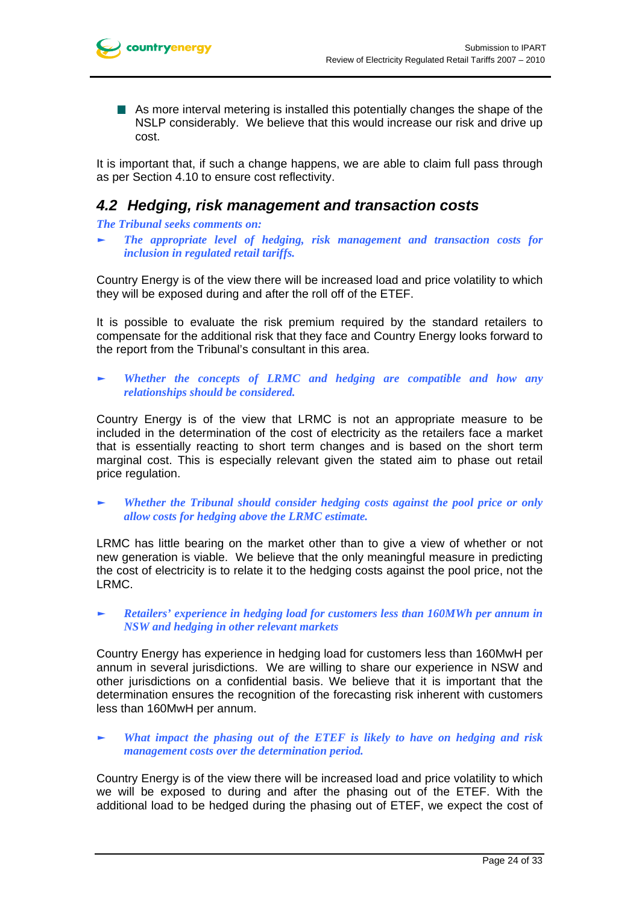- As more interval metering is installed this potentially changes the shape of the NSLP considerably. We believe that this would increase our risk and drive up cost.

It is important that, if such a change happens, we are able to claim full pass through as per Section 4.10 to ensure cost reflectivity.

## 4.2 Hedging, risk management and transaction costs

***The Tribunal seeks comments on:***

- ***The appropriate level of hedging, risk management and transaction costs for inclusion in regulated retail tariffs.***

Country Energy is of the view there will be increased load and price volatility to which they will be exposed during and after the roll off of the ETEF.

It is possible to evaluate the risk premium required by the standard retailers to compensate for the additional risk that they face and Country Energy looks forward to the report from the Tribunal's consultant in this area.

- ***Whether the concepts of LRMC and hedging are compatible and how any relationships should be considered.***

Country Energy is of the view that LRMC is not an appropriate measure to be included in the determination of the cost of electricity as the retailers face a market that is essentially reacting to short term changes and is based on the short term marginal cost. This is especially relevant given the stated aim to phase out retail price regulation.

- ***Whether the Tribunal should consider hedging costs against the pool price or only allow costs for hedging above the LRMC estimate.***

LRMC has little bearing on the market other than to give a view of whether or not new generation is viable. We believe that the only meaningful measure in predicting the cost of electricity is to relate it to the hedging costs against the pool price, not the LRMC.

- ***Retailers' experience in hedging load for customers less than 160MWh per annum in NSW and hedging in other relevant markets***

Country Energy has experience in hedging load for customers less than 160MwH per annum in several jurisdictions. We are willing to share our experience in NSW and other jurisdictions on a confidential basis. We believe that it is important that the determination ensures the recognition of the forecasting risk inherent with customers less than 160MwH per annum.

- ***What impact the phasing out of the ETEF is likely to have on hedging and risk management costs over the determination period.***

Country Energy is of the view there will be increased load and price volatility to which we will be exposed to during and after the phasing out of the ETEF. With the additional load to be hedged during the phasing out of ETEF, we expect the cost of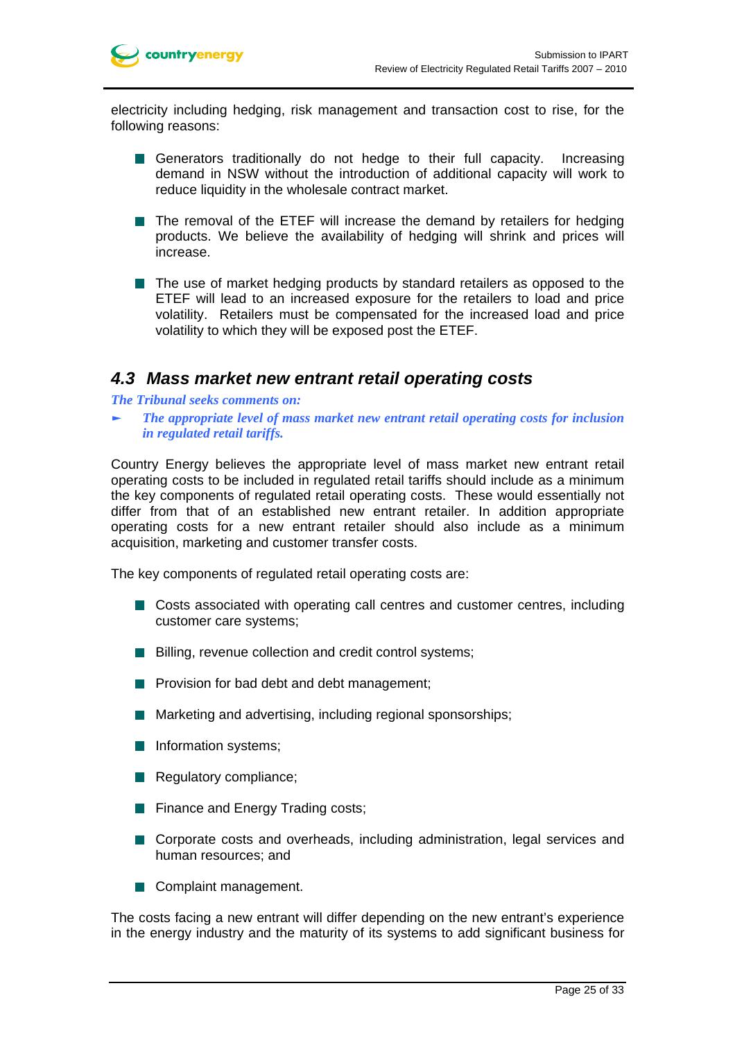electricity including hedging, risk management and transaction cost to rise, for the following reasons:

- Generators traditionally do not hedge to their full capacity. Increasing demand in NSW without the introduction of additional capacity will work to reduce liquidity in the wholesale contract market.
- The removal of the ETEF will increase the demand by retailers for hedging products. We believe the availability of hedging will shrink and prices will increase.
- The use of market hedging products by standard retailers as opposed to the ETEF will lead to an increased exposure for the retailers to load and price volatility. Retailers must be compensated for the increased load and price volatility to which they will be exposed post the ETEF.

## *4.3 Mass market new entrant retail operating costs*

***The Tribunal seeks comments on:***

- ***The appropriate level of mass market new entrant retail operating costs for inclusion in regulated retail tariffs.***

Country Energy believes the appropriate level of mass market new entrant retail operating costs to be included in regulated retail tariffs should include as a minimum the key components of regulated retail operating costs. These would essentially not differ from that of an established new entrant retailer. In addition appropriate operating costs for a new entrant retailer should also include as a minimum acquisition, marketing and customer transfer costs.

The key components of regulated retail operating costs are:

- Costs associated with operating call centres and customer centres, including customer care systems;
- Billing, revenue collection and credit control systems;
- Provision for bad debt and debt management;
- Marketing and advertising, including regional sponsorships;
- Information systems;
- Regulatory compliance;
- Finance and Energy Trading costs;
- Corporate costs and overheads, including administration, legal services and human resources; and
- Complaint management.

The costs facing a new entrant will differ depending on the new entrant's experience in the energy industry and the maturity of its systems to add significant business for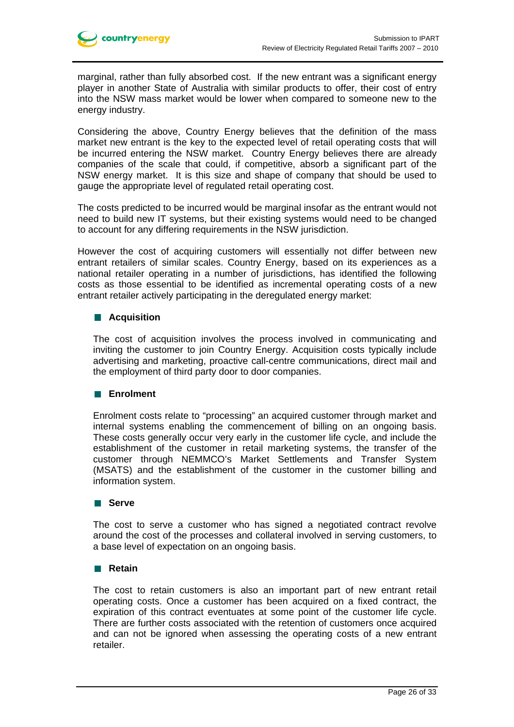marginal, rather than fully absorbed cost. If the new entrant was a significant energy player in another State of Australia with similar products to offer, their cost of entry into the NSW mass market would be lower when compared to someone new to the energy industry.

Considering the above, Country Energy believes that the definition of the mass market new entrant is the key to the expected level of retail operating costs that will be incurred entering the NSW market. Country Energy believes there are already companies of the scale that could, if competitive, absorb a significant part of the NSW energy market. It is this size and shape of company that should be used to gauge the appropriate level of regulated retail operating cost.

The costs predicted to be incurred would be marginal insofar as the entrant would not need to build new IT systems, but their existing systems would need to be changed to account for any differing requirements in the NSW jurisdiction.

However the cost of acquiring customers will essentially not differ between new entrant retailers of similar scales. Country Energy, based on its experiences as a national retailer operating in a number of jurisdictions, has identified the following costs as those essential to be identified as incremental operating costs of a new entrant retailer actively participating in the deregulated energy market:

- **Acquisition**

  The cost of acquisition involves the process involved in communicating and inviting the customer to join Country Energy. Acquisition costs typically include advertising and marketing, proactive call-centre communications, direct mail and the employment of third party door to door companies.

- **Enrolment**

  Enrolment costs relate to "processing" an acquired customer through market and internal systems enabling the commencement of billing on an ongoing basis. These costs generally occur very early in the customer life cycle, and include the establishment of the customer in retail marketing systems, the transfer of the customer through NEMMCO's Market Settlements and Transfer System (MSATS) and the establishment of the customer in the customer billing and information system.

- **Serve**

  The cost to serve a customer who has signed a negotiated contract revolve around the cost of the processes and collateral involved in serving customers, to a base level of expectation on an ongoing basis.

- **Retain**

  The cost to retain customers is also an important part of new entrant retail operating costs. Once a customer has been acquired on a fixed contract, the expiration of this contract eventuates at some point of the customer life cycle. There are further costs associated with the retention of customers once acquired and can not be ignored when assessing the operating costs of a new entrant retailer.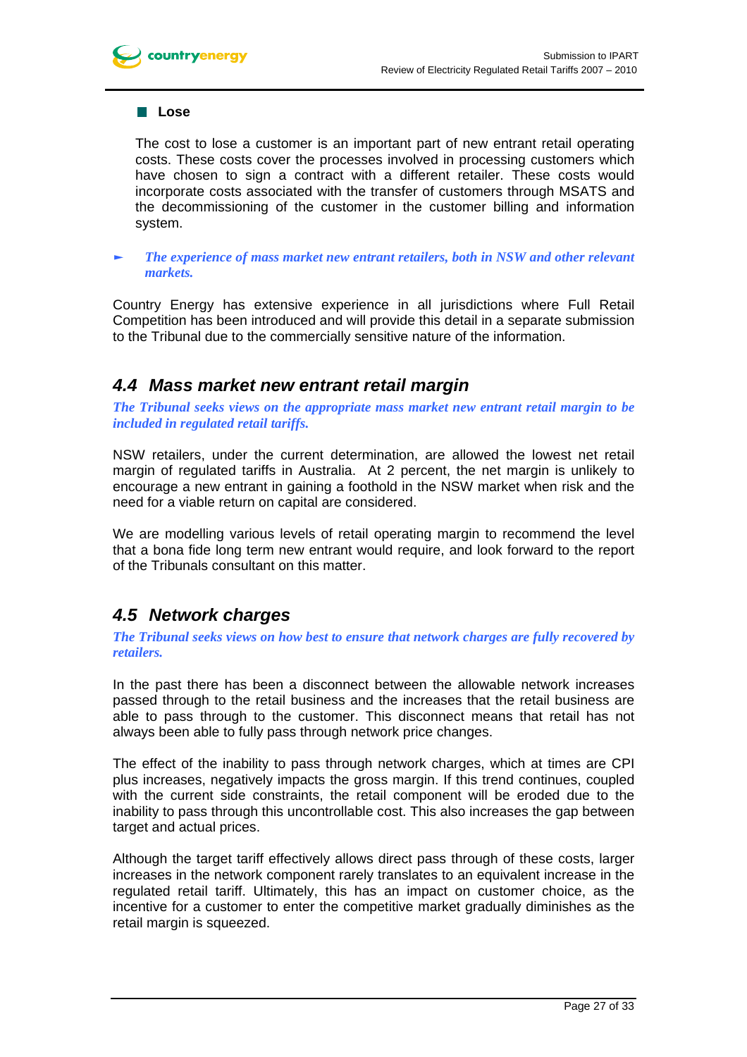- **Lose**

The cost to lose a customer is an important part of new entrant retail operating costs. These costs cover the processes involved in processing customers which have chosen to sign a contract with a different retailer. These costs would incorporate costs associated with the transfer of customers through MSATS and the decommissioning of the customer in the customer billing and information system.

- ***The experience of mass market new entrant retailers, both in NSW and other relevant markets.***

Country Energy has extensive experience in all jurisdictions where Full Retail Competition has been introduced and will provide this detail in a separate submission to the Tribunal due to the commercially sensitive nature of the information.

## 4.4 Mass market new entrant retail margin

***The Tribunal seeks views on the appropriate mass market new entrant retail margin to be included in regulated retail tariffs.***

NSW retailers, under the current determination, are allowed the lowest net retail margin of regulated tariffs in Australia. At 2 percent, the net margin is unlikely to encourage a new entrant in gaining a foothold in the NSW market when risk and the need for a viable return on capital are considered.

We are modelling various levels of retail operating margin to recommend the level that a bona fide long term new entrant would require, and look forward to the report of the Tribunals consultant on this matter.

## 4.5 Network charges

***The Tribunal seeks views on how best to ensure that network charges are fully recovered by retailers.***

In the past there has been a disconnect between the allowable network increases passed through to the retail business and the increases that the retail business are able to pass through to the customer. This disconnect means that retail has not always been able to fully pass through network price changes.

The effect of the inability to pass through network charges, which at times are CPI plus increases, negatively impacts the gross margin. If this trend continues, coupled with the current side constraints, the retail component will be eroded due to the inability to pass through this uncontrollable cost. This also increases the gap between target and actual prices.

Although the target tariff effectively allows direct pass through of these costs, larger increases in the network component rarely translates to an equivalent increase in the regulated retail tariff. Ultimately, this has an impact on customer choice, as the incentive for a customer to enter the competitive market gradually diminishes as the retail margin is squeezed.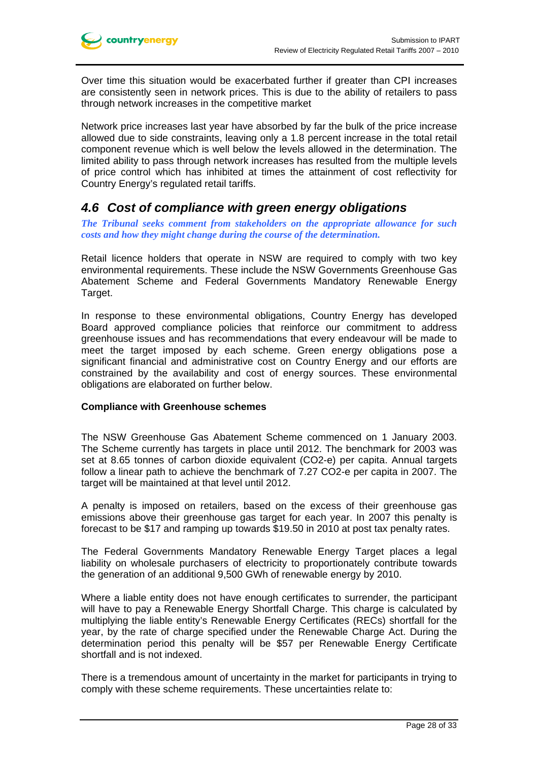Over time this situation would be exacerbated further if greater than CPI increases are consistently seen in network prices. This is due to the ability of retailers to pass through network increases in the competitive market

Network price increases last year have absorbed by far the bulk of the price increase allowed due to side constraints, leaving only a 1.8 percent increase in the total retail component revenue which is well below the levels allowed in the determination. The limited ability to pass through network increases has resulted from the multiple levels of price control which has inhibited at times the attainment of cost reflectivity for Country Energy's regulated retail tariffs.

## 4.6 Cost of compliance with green energy obligations

***The Tribunal seeks comment from stakeholders on the appropriate allowance for such costs and how they might change during the course of the determination.***

Retail licence holders that operate in NSW are required to comply with two key environmental requirements. These include the NSW Governments Greenhouse Gas Abatement Scheme and Federal Governments Mandatory Renewable Energy Target.

In response to these environmental obligations, Country Energy has developed Board approved compliance policies that reinforce our commitment to address greenhouse issues and has recommendations that every endeavour will be made to meet the target imposed by each scheme. Green energy obligations pose a significant financial and administrative cost on Country Energy and our efforts are constrained by the availability and cost of energy sources. These environmental obligations are elaborated on further below.

**Compliance with Greenhouse schemes**

The NSW Greenhouse Gas Abatement Scheme commenced on 1 January 2003. The Scheme currently has targets in place until 2012. The benchmark for 2003 was set at 8.65 tonnes of carbon dioxide equivalent ($CO_2$-e) per capita. Annual targets follow a linear path to achieve the benchmark of 7.27 $CO_2$-e per capita in 2007. The target will be maintained at that level until 2012.

A penalty is imposed on retailers, based on the excess of their greenhouse gas emissions above their greenhouse gas target for each year. In 2007 this penalty is forecast to be $17 and ramping up towards $19.50 in 2010 at post tax penalty rates.

The Federal Governments Mandatory Renewable Energy Target places a legal liability on wholesale purchasers of electricity to proportionately contribute towards the generation of an additional 9,500 GWh of renewable energy by 2010.

Where a liable entity does not have enough certificates to surrender, the participant will have to pay a Renewable Energy Shortfall Charge. This charge is calculated by multiplying the liable entity's Renewable Energy Certificates (RECs) shortfall for the year, by the rate of charge specified under the Renewable Charge Act. During the determination period this penalty will be $57 per Renewable Energy Certificate shortfall and is not indexed.

There is a tremendous amount of uncertainty in the market for participants in trying to comply with these scheme requirements. These uncertainties relate to: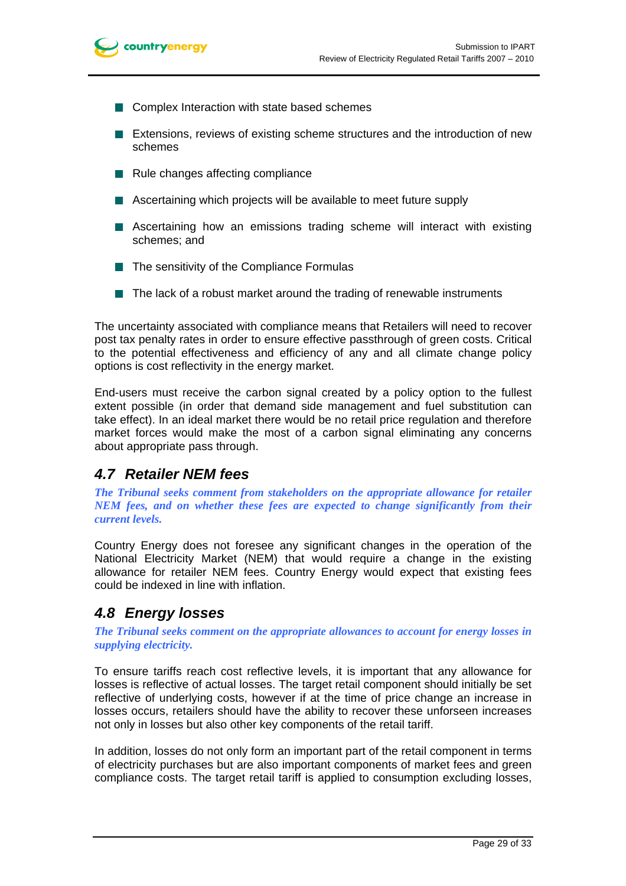- Complex Interaction with state based schemes
- Extensions, reviews of existing scheme structures and the introduction of new schemes
- Rule changes affecting compliance
- Ascertaining which projects will be available to meet future supply
- Ascertaining how an emissions trading scheme will interact with existing schemes; and
- The sensitivity of the Compliance Formulas
- The lack of a robust market around the trading of renewable instruments

The uncertainty associated with compliance means that Retailers will need to recover post tax penalty rates in order to ensure effective passthrough of green costs. Critical to the potential effectiveness and efficiency of any and all climate change policy options is cost reflectivity in the energy market.

End-users must receive the carbon signal created by a policy option to the fullest extent possible (in order that demand side management and fuel substitution can take effect). In an ideal market there would be no retail price regulation and therefore market forces would make the most of a carbon signal eliminating any concerns about appropriate pass through.

## 4.7 Retailer NEM fees

***The Tribunal seeks comment from stakeholders on the appropriate allowance for retailer NEM fees, and on whether these fees are expected to change significantly from their current levels.***

Country Energy does not foresee any significant changes in the operation of the National Electricity Market (NEM) that would require a change in the existing allowance for retailer NEM fees. Country Energy would expect that existing fees could be indexed in line with inflation.

## 4.8 Energy losses

***The Tribunal seeks comment on the appropriate allowances to account for energy losses in supplying electricity.***

To ensure tariffs reach cost reflective levels, it is important that any allowance for losses is reflective of actual losses. The target retail component should initially be set reflective of underlying costs, however if at the time of price change an increase in losses occurs, retailers should have the ability to recover these unforseen increases not only in losses but also other key components of the retail tariff.

In addition, losses do not only form an important part of the retail component in terms of electricity purchases but are also important components of market fees and green compliance costs. The target retail tariff is applied to consumption excluding losses,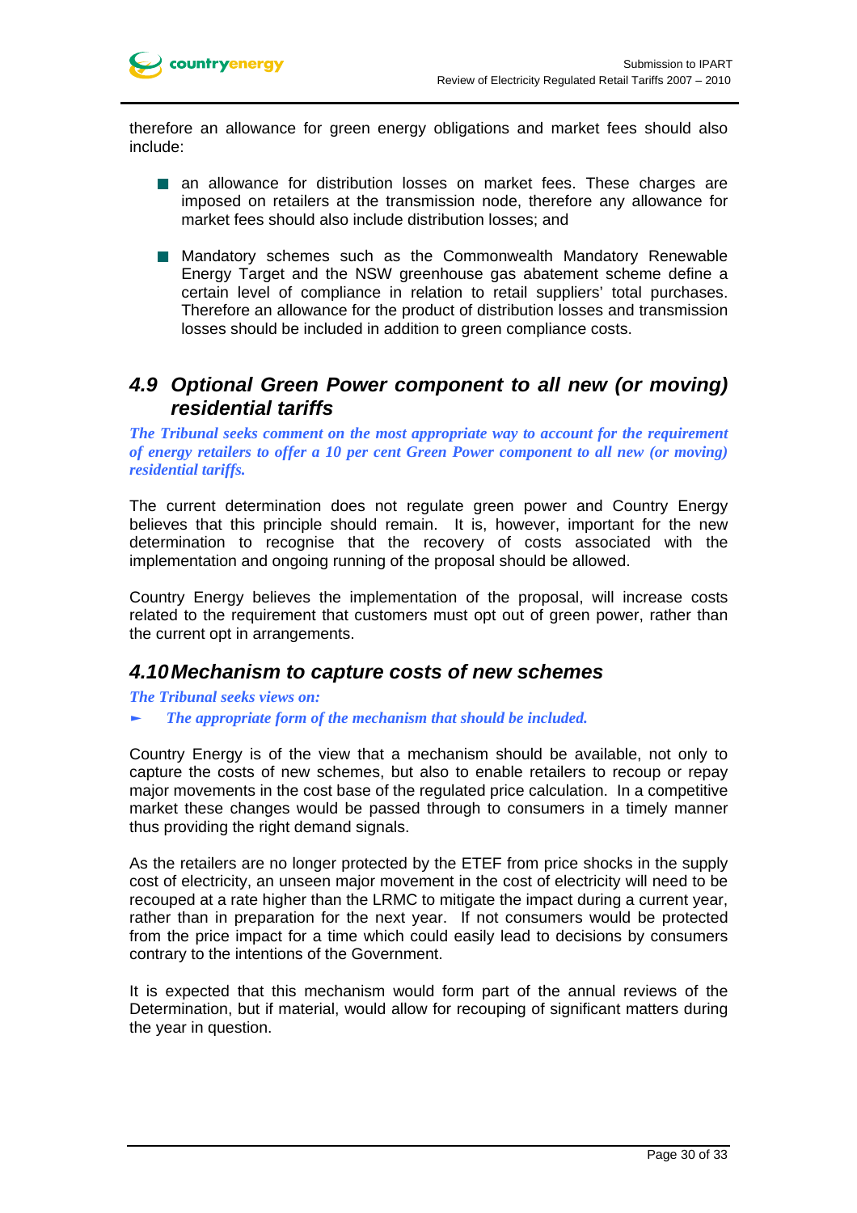therefore an allowance for green energy obligations and market fees should also include:

- an allowance for distribution losses on market fees. These charges are imposed on retailers at the transmission node, therefore any allowance for market fees should also include distribution losses; and
- Mandatory schemes such as the Commonwealth Mandatory Renewable Energy Target and the NSW greenhouse gas abatement scheme define a certain level of compliance in relation to retail suppliers' total purchases. Therefore an allowance for the product of distribution losses and transmission losses should be included in addition to green compliance costs.

## 4.9 Optional Green Power component to all new (or moving) residential tariffs

***The Tribunal seeks comment on the most appropriate way to account for the requirement of energy retailers to offer a 10 per cent Green Power component to all new (or moving) residential tariffs.***

The current determination does not regulate green power and Country Energy believes that this principle should remain. It is, however, important for the new determination to recognise that the recovery of costs associated with the implementation and ongoing running of the proposal should be allowed.

Country Energy believes the implementation of the proposal, will increase costs related to the requirement that customers must opt out of green power, rather than the current opt in arrangements.

## 4.10 Mechanism to capture costs of new schemes

***The Tribunal seeks views on:***

- ***The appropriate form of the mechanism that should be included.***

Country Energy is of the view that a mechanism should be available, not only to capture the costs of new schemes, but also to enable retailers to recoup or repay major movements in the cost base of the regulated price calculation. In a competitive market these changes would be passed through to consumers in a timely manner thus providing the right demand signals.

As the retailers are no longer protected by the ETEF from price shocks in the supply cost of electricity, an unseen major movement in the cost of electricity will need to be recouped at a rate higher than the LRMC to mitigate the impact during a current year, rather than in preparation for the next year. If not consumers would be protected from the price impact for a time which could easily lead to decisions by consumers contrary to the intentions of the Government.

It is expected that this mechanism would form part of the annual reviews of the Determination, but if material, would allow for recouping of significant matters during the year in question.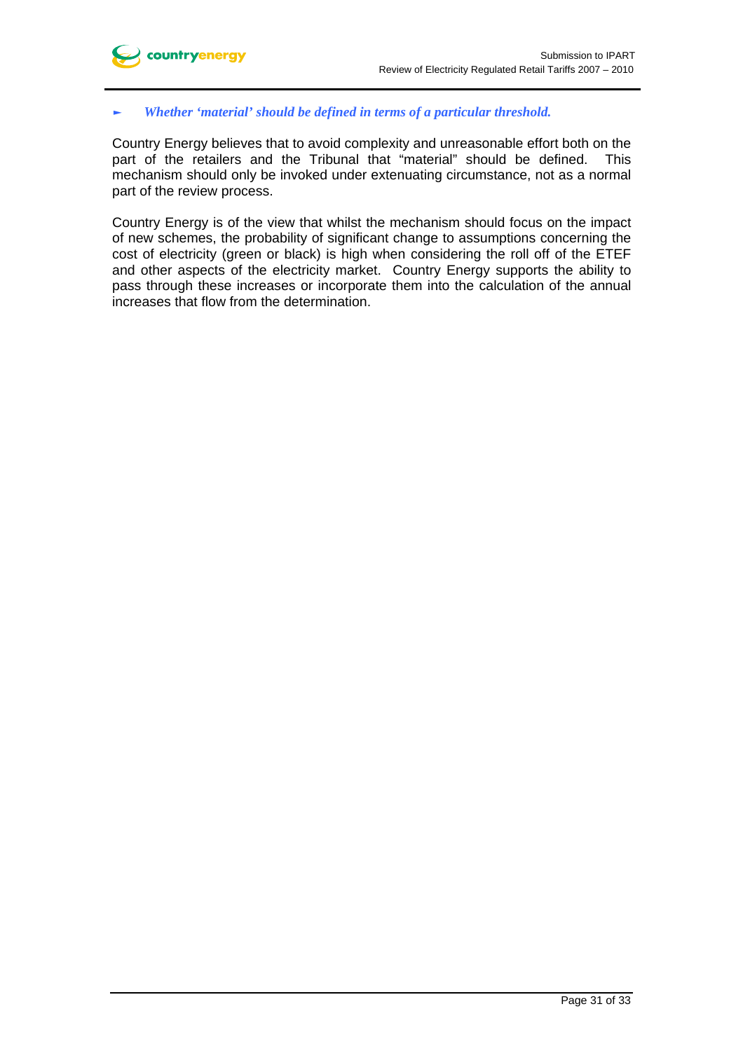► ***Whether 'material' should be defined in terms of a particular threshold.***

Country Energy believes that to avoid complexity and unreasonable effort both on the part of the retailers and the Tribunal that "material" should be defined. This mechanism should only be invoked under extenuating circumstance, not as a normal part of the review process.

Country Energy is of the view that whilst the mechanism should focus on the impact of new schemes, the probability of significant change to assumptions concerning the cost of electricity (green or black) is high when considering the roll off of the ETEF and other aspects of the electricity market. Country Energy supports the ability to pass through these increases or incorporate them into the calculation of the annual increases that flow from the determination.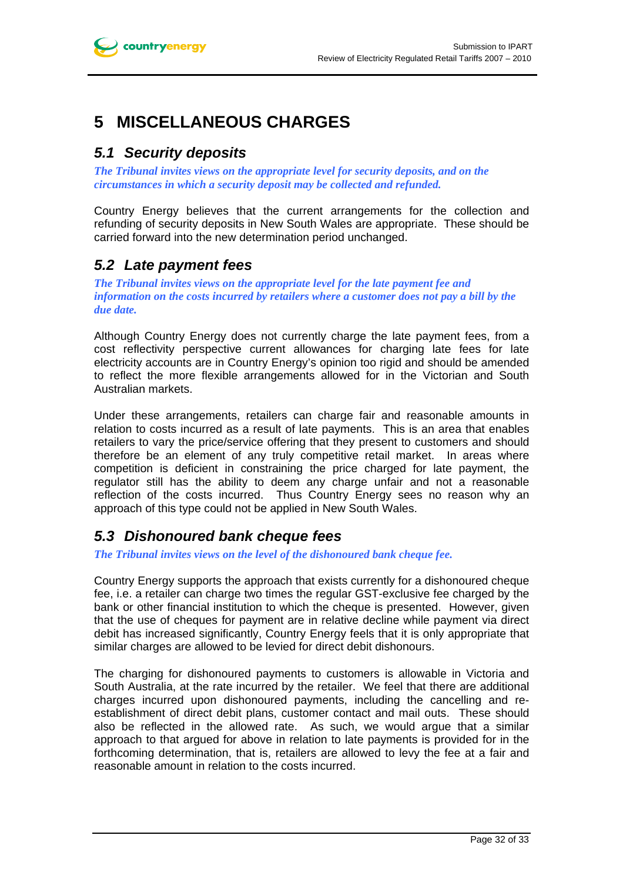# 5 MISCELLANEOUS CHARGES

## 5.1 Security deposits

***The Tribunal invites views on the appropriate level for security deposits, and on the circumstances in which a security deposit may be collected and refunded.***

Country Energy believes that the current arrangements for the collection and refunding of security deposits in New South Wales are appropriate. These should be carried forward into the new determination period unchanged.

## 5.2 Late payment fees

***The Tribunal invites views on the appropriate level for the late payment fee and information on the costs incurred by retailers where a customer does not pay a bill by the due date.***

Although Country Energy does not currently charge the late payment fees, from a cost reflectivity perspective current allowances for charging late fees for late electricity accounts are in Country Energy's opinion too rigid and should be amended to reflect the more flexible arrangements allowed for in the Victorian and South Australian markets.

Under these arrangements, retailers can charge fair and reasonable amounts in relation to costs incurred as a result of late payments. This is an area that enables retailers to vary the price/service offering that they present to customers and should therefore be an element of any truly competitive retail market. In areas where competition is deficient in constraining the price charged for late payment, the regulator still has the ability to deem any charge unfair and not a reasonable reflection of the costs incurred. Thus Country Energy sees no reason why an approach of this type could not be applied in New South Wales.

## 5.3 Dishonoured bank cheque fees

***The Tribunal invites views on the level of the dishonoured bank cheque fee.***

Country Energy supports the approach that exists currently for a dishonoured cheque fee, i.e. a retailer can charge two times the regular GST-exclusive fee charged by the bank or other financial institution to which the cheque is presented. However, given that the use of cheques for payment are in relative decline while payment via direct debit has increased significantly, Country Energy feels that it is only appropriate that similar charges are allowed to be levied for direct debit dishonours.

The charging for dishonoured payments to customers is allowable in Victoria and South Australia, at the rate incurred by the retailer. We feel that there are additional charges incurred upon dishonoured payments, including the cancelling and re-establishment of direct debit plans, customer contact and mail outs. These should also be reflected in the allowed rate. As such, we would argue that a similar approach to that argued for above in relation to late payments is provided for in the forthcoming determination, that is, retailers are allowed to levy the fee at a fair and reasonable amount in relation to the costs incurred.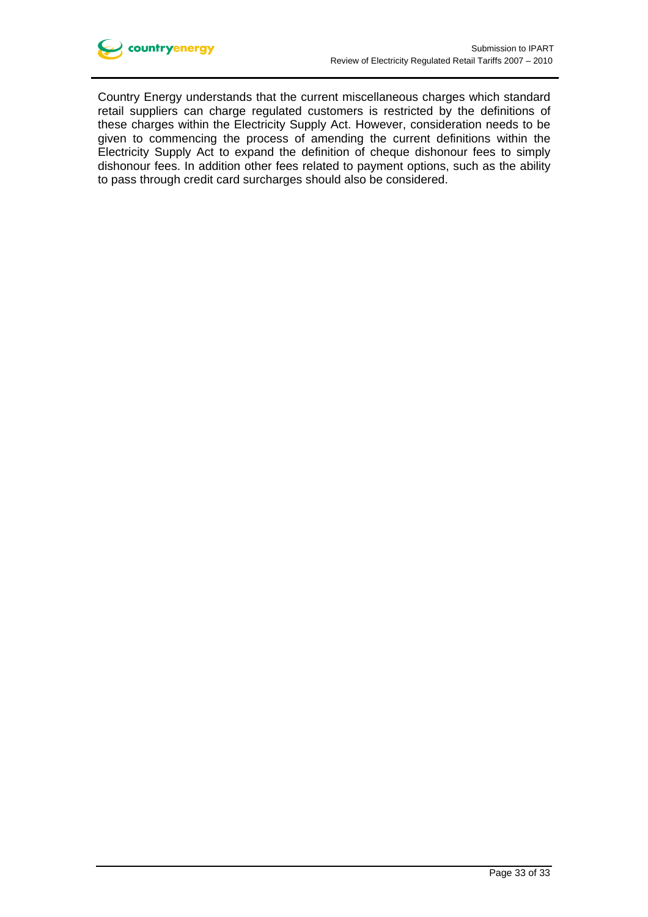Country Energy understands that the current miscellaneous charges which standard retail suppliers can charge regulated customers is restricted by the definitions of these charges within the Electricity Supply Act. However, consideration needs to be given to commencing the process of amending the current definitions within the Electricity Supply Act to expand the definition of cheque dishonour fees to simply dishonour fees. In addition other fees related to payment options, such as the ability to pass through credit card surcharges should also be considered.